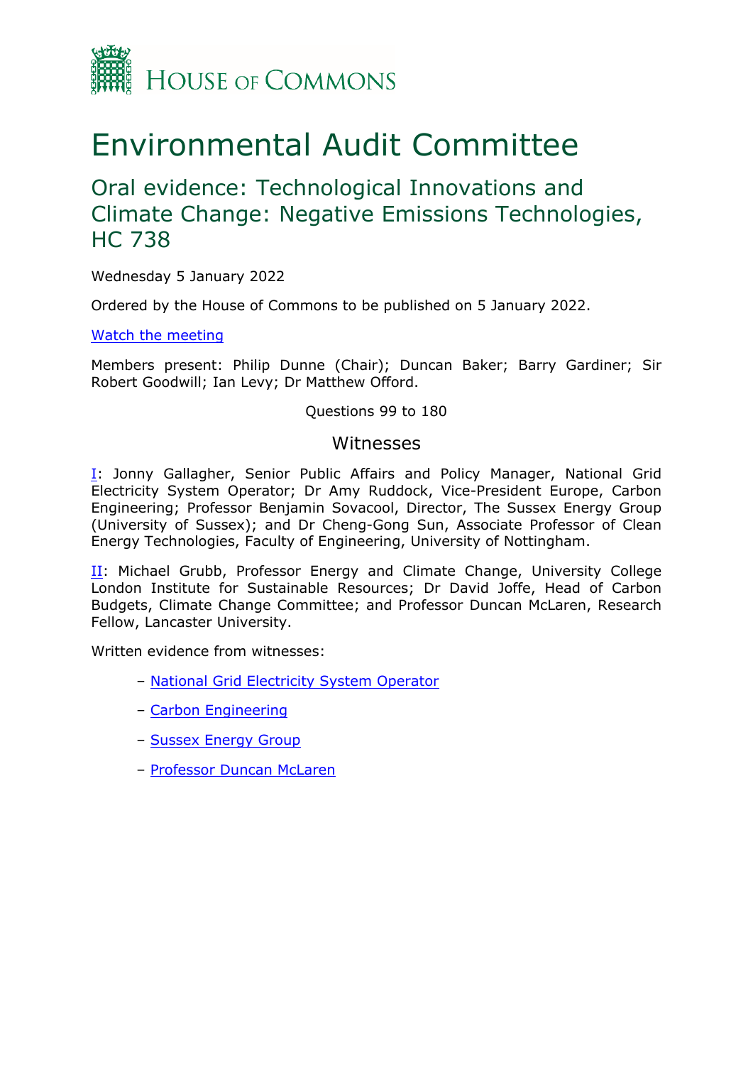# HOUSE OF COMMONS

# Environmental Audit Committee

## Oral evidence: Technological Innovations and Climate Change: Negative Emissions Technologies, HC 738

Wednesday 5 January 2022

Ordered by the House of Commons to be published on 5 January 2022.

[Watch the meeting](#)

Members present: Philip Dunne (Chair); Duncan Baker; Barry Gardiner; Sir Robert Goodwill; Ian Levy; Dr Matthew Offord.

Questions 99 to 180

### Witnesses

I: Jonny Gallagher, Senior Public Affairs and Policy Manager, National Grid Electricity System Operator; Dr Amy Ruddock, Vice-President Europe, Carbon Engineering; Professor Benjamin Sovacool, Director, The Sussex Energy Group (University of Sussex); and Dr Cheng-Gong Sun, Associate Professor of Clean Energy Technologies, Faculty of Engineering, University of Nottingham.

II: Michael Grubb, Professor Energy and Climate Change, University College London Institute for Sustainable Resources; Dr David Joffe, Head of Carbon Budgets, Climate Change Committee; and Professor Duncan McLaren, Research Fellow, Lancaster University.

Written evidence from witnesses:

- National Grid Electricity System Operator
- Carbon Engineering
- Sussex Energy Group
- Professor Duncan McLaren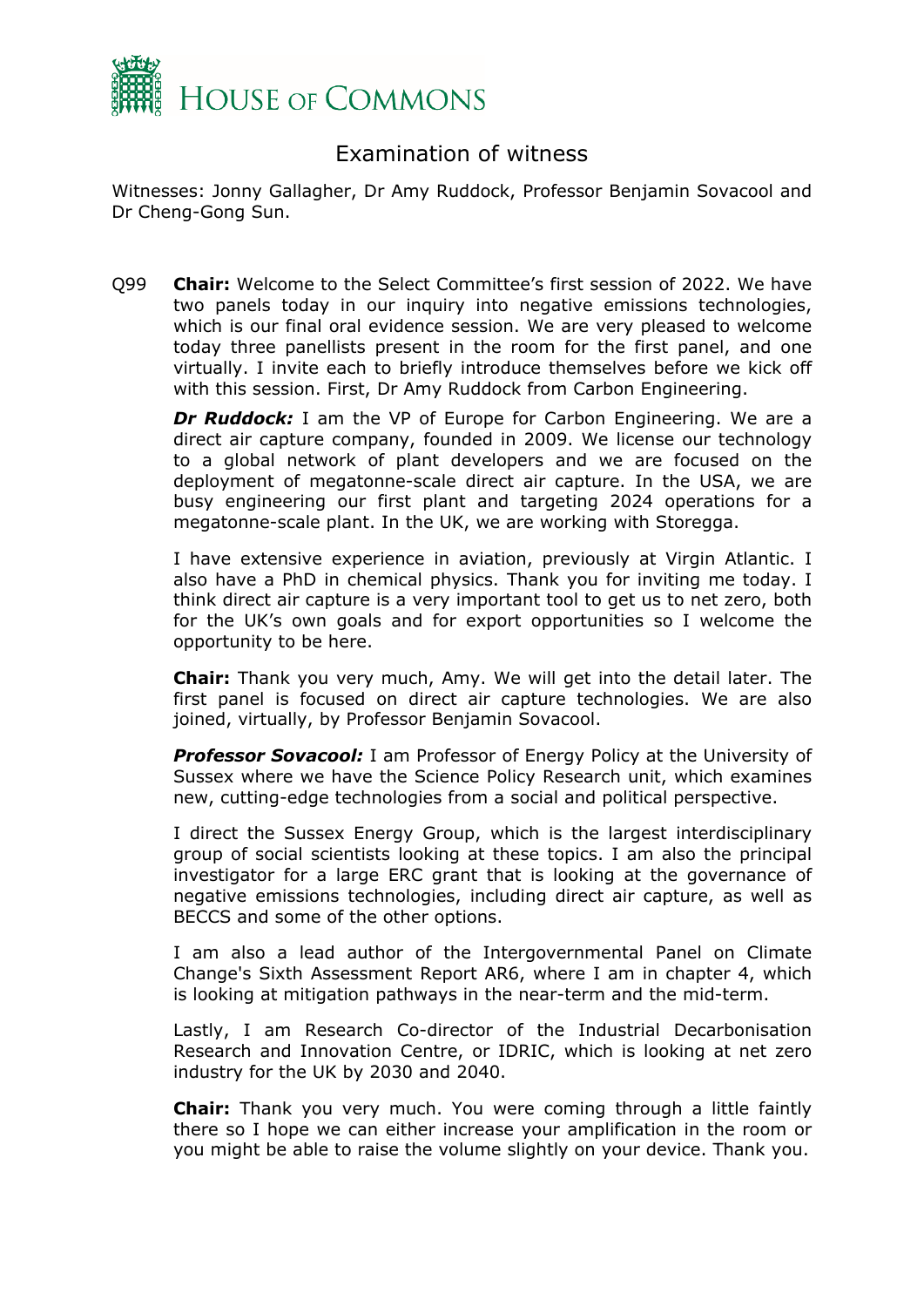# Examination of witness

Witnesses: Jonny Gallagher, Dr Amy Ruddock, Professor Benjamin Sovacool and Dr Cheng-Gong Sun.

Q99 **Chair:** Welcome to the Select Committee's first session of 2022. We have two panels today in our inquiry into negative emissions technologies, which is our final oral evidence session. We are very pleased to welcome today three panellists present in the room for the first panel, and one virtually. I invite each to briefly introduce themselves before we kick off with this session. First, Dr Amy Ruddock from Carbon Engineering.

***Dr Ruddock:*** I am the VP of Europe for Carbon Engineering. We are a direct air capture company, founded in 2009. We license our technology to a global network of plant developers and we are focused on the deployment of megatonne-scale direct air capture. In the USA, we are busy engineering our first plant and targeting 2024 operations for a megatonne-scale plant. In the UK, we are working with Storegga.

I have extensive experience in aviation, previously at Virgin Atlantic. I also have a PhD in chemical physics. Thank you for inviting me today. I think direct air capture is a very important tool to get us to net zero, both for the UK's own goals and for export opportunities so I welcome the opportunity to be here.

**Chair:** Thank you very much, Amy. We will get into the detail later. The first panel is focused on direct air capture technologies. We are also joined, virtually, by Professor Benjamin Sovacool.

***Professor Sovacool:*** I am Professor of Energy Policy at the University of Sussex where we have the Science Policy Research unit, which examines new, cutting-edge technologies from a social and political perspective.

I direct the Sussex Energy Group, which is the largest interdisciplinary group of social scientists looking at these topics. I am also the principal investigator for a large ERC grant that is looking at the governance of negative emissions technologies, including direct air capture, as well as BECCS and some of the other options.

I am also a lead author of the Intergovernmental Panel on Climate Change's Sixth Assessment Report AR6, where I am in chapter 4, which is looking at mitigation pathways in the near-term and the mid-term.

Lastly, I am Research Co-director of the Industrial Decarbonisation Research and Innovation Centre, or IDRIC, which is looking at net zero industry for the UK by 2030 and 2040.

**Chair:** Thank you very much. You were coming through a little faintly there so I hope we can either increase your amplification in the room or you might be able to raise the volume slightly on your device. Thank you.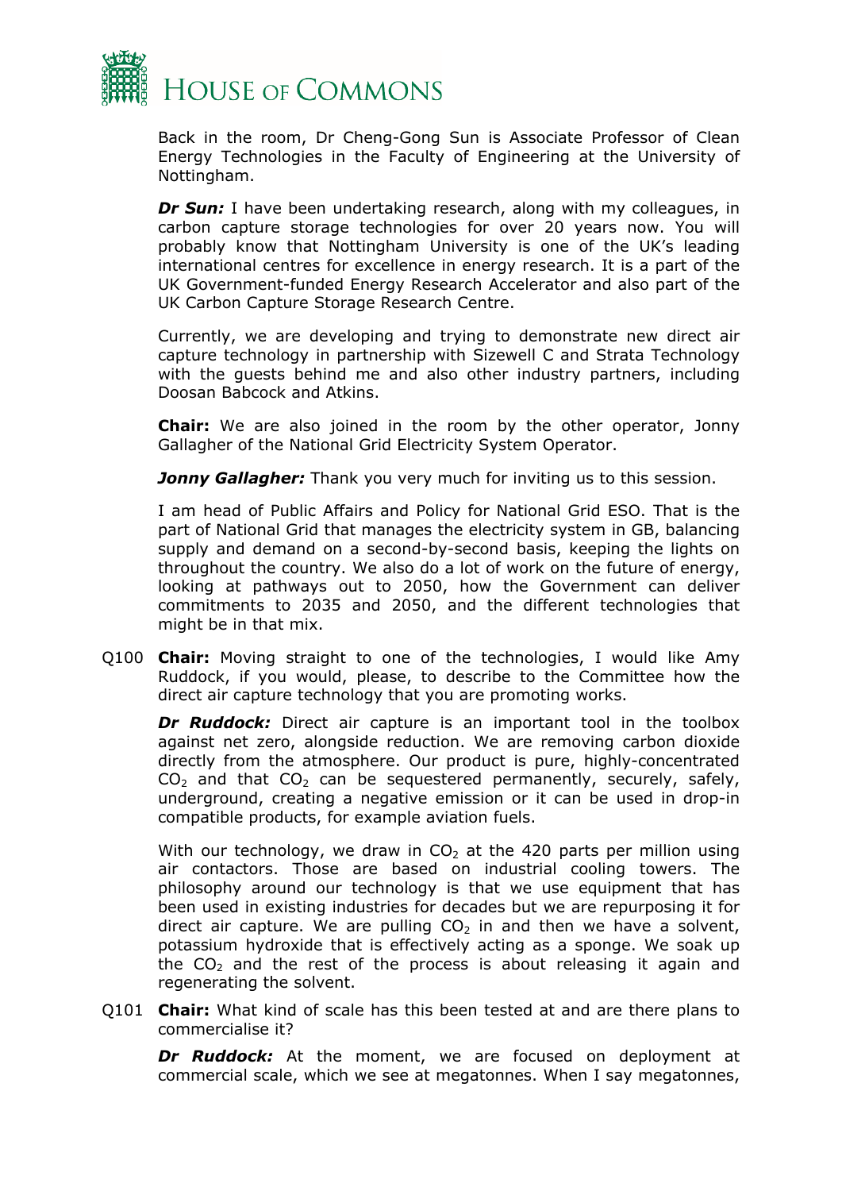Back in the room, Dr Cheng-Gong Sun is Associate Professor of Clean Energy Technologies in the Faculty of Engineering at the University of Nottingham.

***Dr Sun:*** I have been undertaking research, along with my colleagues, in carbon capture storage technologies for over 20 years now. You will probably know that Nottingham University is one of the UK's leading international centres for excellence in energy research. It is a part of the UK Government-funded Energy Research Accelerator and also part of the UK Carbon Capture Storage Research Centre.

Currently, we are developing and trying to demonstrate new direct air capture technology in partnership with Sizewell C and Strata Technology with the guests behind me and also other industry partners, including Doosan Babcock and Atkins.

**Chair:** We are also joined in the room by the other operator, Jonny Gallagher of the National Grid Electricity System Operator.

***Jonny Gallagher:*** Thank you very much for inviting us to this session.

I am head of Public Affairs and Policy for National Grid ESO. That is the part of National Grid that manages the electricity system in GB, balancing supply and demand on a second-by-second basis, keeping the lights on throughout the country. We also do a lot of work on the future of energy, looking at pathways out to 2050, how the Government can deliver commitments to 2035 and 2050, and the different technologies that might be in that mix.

Q100 **Chair:** Moving straight to one of the technologies, I would like Amy Ruddock, if you would, please, to describe to the Committee how the direct air capture technology that you are promoting works.

***Dr Ruddock:*** Direct air capture is an important tool in the toolbox against net zero, alongside reduction. We are removing carbon dioxide directly from the atmosphere. Our product is pure, highly-concentrated $CO_2$ and that $CO_2$ can be sequestered permanently, securely, safely, underground, creating a negative emission or it can be used in drop-in compatible products, for example aviation fuels.

With our technology, we draw in $CO_2$ at the 420 parts per million using air contactors. Those are based on industrial cooling towers. The philosophy around our technology is that we use equipment that has been used in existing industries for decades but we are repurposing it for direct air capture. We are pulling $CO_2$ in and then we have a solvent, potassium hydroxide that is effectively acting as a sponge. We soak up the $CO_2$ and the rest of the process is about releasing it again and regenerating the solvent.

Q101 **Chair:** What kind of scale has this been tested at and are there plans to commercialise it?

***Dr Ruddock:*** At the moment, we are focused on deployment at commercial scale, which we see at megatonnes. When I say megatonnes,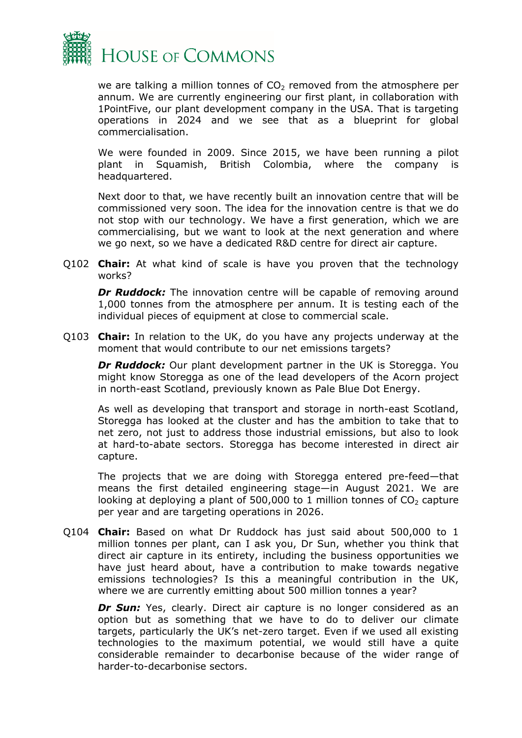we are talking a million tonnes of $CO_2$ removed from the atmosphere per annum. We are currently engineering our first plant, in collaboration with 1PointFive, our plant development company in the USA. That is targeting operations in 2024 and we see that as a blueprint for global commercialisation.

We were founded in 2009. Since 2015, we have been running a pilot plant in Squamish, British Colombia, where the company is headquartered.

Next door to that, we have recently built an innovation centre that will be commissioned very soon. The idea for the innovation centre is that we do not stop with our technology. We have a first generation, which we are commercialising, but we want to look at the next generation and where we go next, so we have a dedicated R&D centre for direct air capture.

Q102 **Chair:** At what kind of scale is have you proven that the technology works?

***Dr Ruddock:*** The innovation centre will be capable of removing around 1,000 tonnes from the atmosphere per annum. It is testing each of the individual pieces of equipment at close to commercial scale.

Q103 **Chair:** In relation to the UK, do you have any projects underway at the moment that would contribute to our net emissions targets?

***Dr Ruddock:*** Our plant development partner in the UK is Storegga. You might know Storegga as one of the lead developers of the Acorn project in north-east Scotland, previously known as Pale Blue Dot Energy.

As well as developing that transport and storage in north-east Scotland, Storegga has looked at the cluster and has the ambition to take that to net zero, not just to address those industrial emissions, but also to look at hard-to-abate sectors. Storegga has become interested in direct air capture.

The projects that we are doing with Storegga entered pre-feed—that means the first detailed engineering stage—in August 2021. We are looking at deploying a plant of 500,000 to 1 million tonnes of $CO_2$ capture per year and are targeting operations in 2026.

Q104 **Chair:** Based on what Dr Ruddock has just said about 500,000 to 1 million tonnes per plant, can I ask you, Dr Sun, whether you think that direct air capture in its entirety, including the business opportunities we have just heard about, have a contribution to make towards negative emissions technologies? Is this a meaningful contribution in the UK, where we are currently emitting about 500 million tonnes a year?

***Dr Sun:*** Yes, clearly. Direct air capture is no longer considered as an option but as something that we have to do to deliver our climate targets, particularly the UK's net-zero target. Even if we used all existing technologies to the maximum potential, we would still have a quite considerable remainder to decarbonise because of the wider range of harder-to-decarbonise sectors.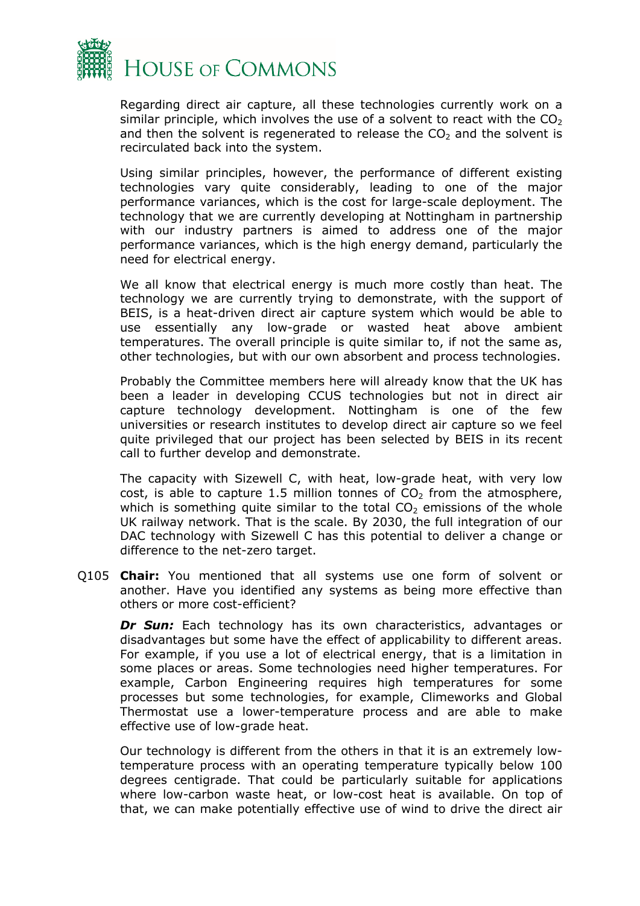Regarding direct air capture, all these technologies currently work on a similar principle, which involves the use of a solvent to react with the $CO_2$ and then the solvent is regenerated to release the $CO_2$ and the solvent is recirculated back into the system.

Using similar principles, however, the performance of different existing technologies vary quite considerably, leading to one of the major performance variances, which is the cost for large-scale deployment. The technology that we are currently developing at Nottingham in partnership with our industry partners is aimed to address one of the major performance variances, which is the high energy demand, particularly the need for electrical energy.

We all know that electrical energy is much more costly than heat. The technology we are currently trying to demonstrate, with the support of BEIS, is a heat-driven direct air capture system which would be able to use essentially any low-grade or wasted heat above ambient temperatures. The overall principle is quite similar to, if not the same as, other technologies, but with our own absorbent and process technologies.

Probably the Committee members here will already know that the UK has been a leader in developing CCUS technologies but not in direct air capture technology development. Nottingham is one of the few universities or research institutes to develop direct air capture so we feel quite privileged that our project has been selected by BEIS in its recent call to further develop and demonstrate.

The capacity with Sizewell C, with heat, low-grade heat, with very low cost, is able to capture 1.5 million tonnes of $CO_2$ from the atmosphere, which is something quite similar to the total $CO_2$ emissions of the whole UK railway network. That is the scale. By 2030, the full integration of our DAC technology with Sizewell C has this potential to deliver a change or difference to the net-zero target.

Q105 **Chair:** You mentioned that all systems use one form of solvent or another. Have you identified any systems as being more effective than others or more cost-efficient?

***Dr Sun:*** Each technology has its own characteristics, advantages or disadvantages but some have the effect of applicability to different areas. For example, if you use a lot of electrical energy, that is a limitation in some places or areas. Some technologies need higher temperatures. For example, Carbon Engineering requires high temperatures for some processes but some technologies, for example, Climeworks and Global Thermostat use a lower-temperature process and are able to make effective use of low-grade heat.

Our technology is different from the others in that it is an extremely low-temperature process with an operating temperature typically below 100 degrees centigrade. That could be particularly suitable for applications where low-carbon waste heat, or low-cost heat is available. On top of that, we can make potentially effective use of wind to drive the direct air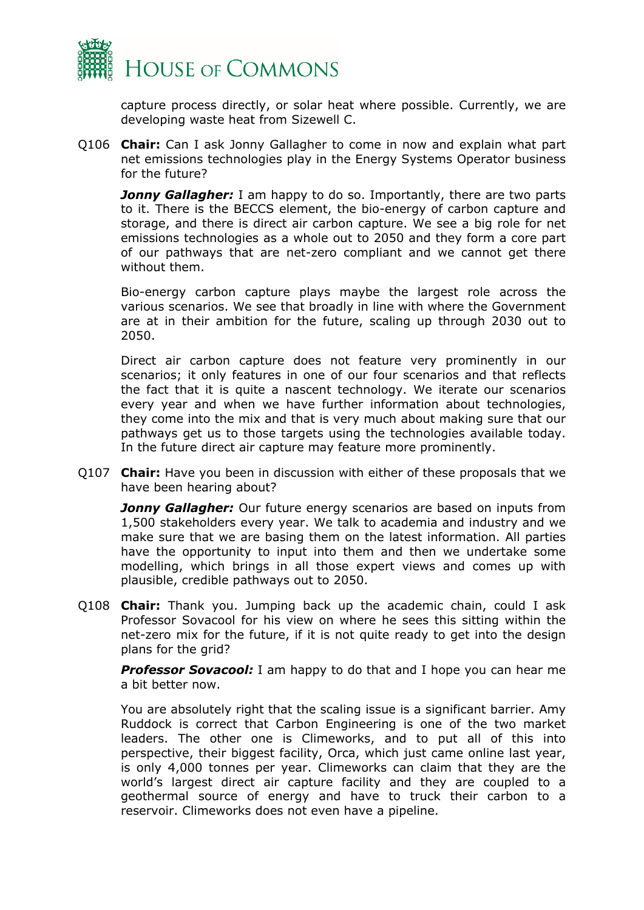capture process directly, or solar heat where possible. Currently, we are developing waste heat from Sizewell C.

Q106 **Chair:** Can I ask Jonny Gallagher to come in now and explain what part net emissions technologies play in the Energy Systems Operator business for the future?

***Jonny Gallagher:*** I am happy to do so. Importantly, there are two parts to it. There is the BECCS element, the bio-energy of carbon capture and storage, and there is direct air carbon capture. We see a big role for net emissions technologies as a whole out to 2050 and they form a core part of our pathways that are net-zero compliant and we cannot get there without them.

Bio-energy carbon capture plays maybe the largest role across the various scenarios. We see that broadly in line with where the Government are at in their ambition for the future, scaling up through 2030 out to 2050.

Direct air carbon capture does not feature very prominently in our scenarios; it only features in one of our four scenarios and that reflects the fact that it is quite a nascent technology. We iterate our scenarios every year and when we have further information about technologies, they come into the mix and that is very much about making sure that our pathways get us to those targets using the technologies available today. In the future direct air capture may feature more prominently.

Q107 **Chair:** Have you been in discussion with either of these proposals that we have been hearing about?

***Jonny Gallagher:*** Our future energy scenarios are based on inputs from 1,500 stakeholders every year. We talk to academia and industry and we make sure that we are basing them on the latest information. All parties have the opportunity to input into them and then we undertake some modelling, which brings in all those expert views and comes up with plausible, credible pathways out to 2050.

Q108 **Chair:** Thank you. Jumping back up the academic chain, could I ask Professor Sovacool for his view on where he sees this sitting within the net-zero mix for the future, if it is not quite ready to get into the design plans for the grid?

***Professor Sovacool:*** I am happy to do that and I hope you can hear me a bit better now.

You are absolutely right that the scaling issue is a significant barrier. Amy Ruddock is correct that Carbon Engineering is one of the two market leaders. The other one is Climeworks, and to put all of this into perspective, their biggest facility, Orca, which just came online last year, is only 4,000 tonnes per year. Climeworks can claim that they are the world's largest direct air capture facility and they are coupled to a geothermal source of energy and have to truck their carbon to a reservoir. Climeworks does not even have a pipeline.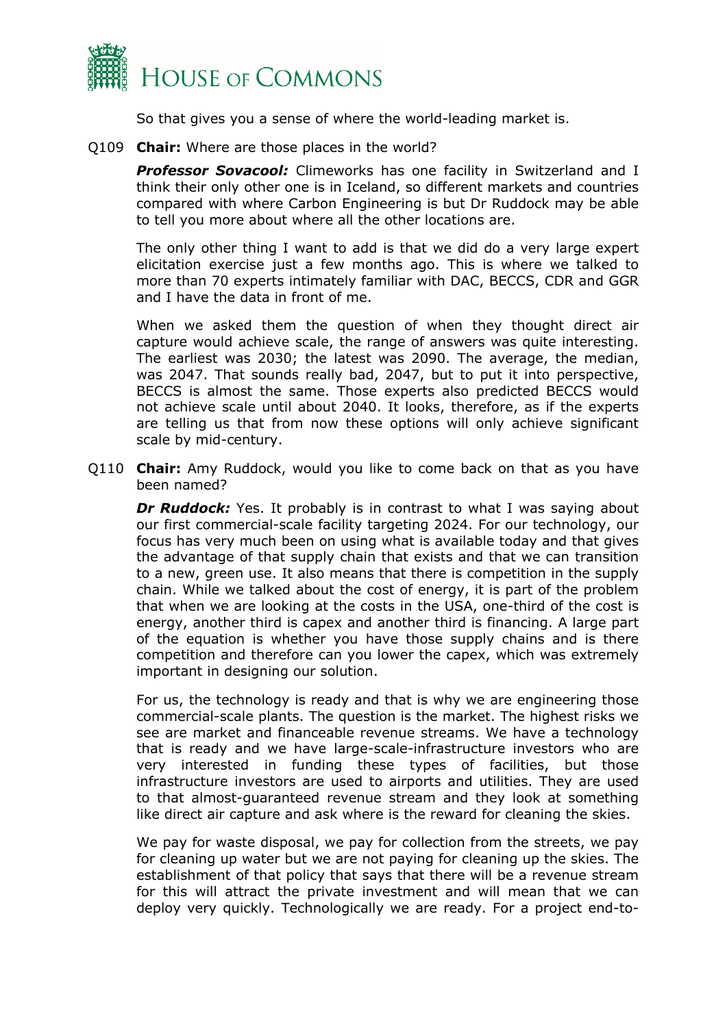So that gives you a sense of where the world-leading market is.

Q109 **Chair:** Where are those places in the world?

***Professor Sovacool:*** Climeworks has one facility in Switzerland and I think their only other one is in Iceland, so different markets and countries compared with where Carbon Engineering is but Dr Ruddock may be able to tell you more about where all the other locations are.

The only other thing I want to add is that we did do a very large expert elicitation exercise just a few months ago. This is where we talked to more than 70 experts intimately familiar with DAC, BECCS, CDR and GGR and I have the data in front of me.

When we asked them the question of when they thought direct air capture would achieve scale, the range of answers was quite interesting. The earliest was 2030; the latest was 2090. The average, the median, was 2047. That sounds really bad, 2047, but to put it into perspective, BECCS is almost the same. Those experts also predicted BECCS would not achieve scale until about 2040. It looks, therefore, as if the experts are telling us that from now these options will only achieve significant scale by mid-century.

Q110 **Chair:** Amy Ruddock, would you like to come back on that as you have been named?

***Dr Ruddock:*** Yes. It probably is in contrast to what I was saying about our first commercial-scale facility targeting 2024. For our technology, our focus has very much been on using what is available today and that gives the advantage of that supply chain that exists and that we can transition to a new, green use. It also means that there is competition in the supply chain. While we talked about the cost of energy, it is part of the problem that when we are looking at the costs in the USA, one-third of the cost is energy, another third is capex and another third is financing. A large part of the equation is whether you have those supply chains and is there competition and therefore can you lower the capex, which was extremely important in designing our solution.

For us, the technology is ready and that is why we are engineering those commercial-scale plants. The question is the market. The highest risks we see are market and financeable revenue streams. We have a technology that is ready and we have large-scale-infrastructure investors who are very interested in funding these types of facilities, but those infrastructure investors are used to airports and utilities. They are used to that almost-guaranteed revenue stream and they look at something like direct air capture and ask where is the reward for cleaning the skies.

We pay for waste disposal, we pay for collection from the streets, we pay for cleaning up water but we are not paying for cleaning up the skies. The establishment of that policy that says that there will be a revenue stream for this will attract the private investment and will mean that we can deploy very quickly. Technologically we are ready. For a project end-to-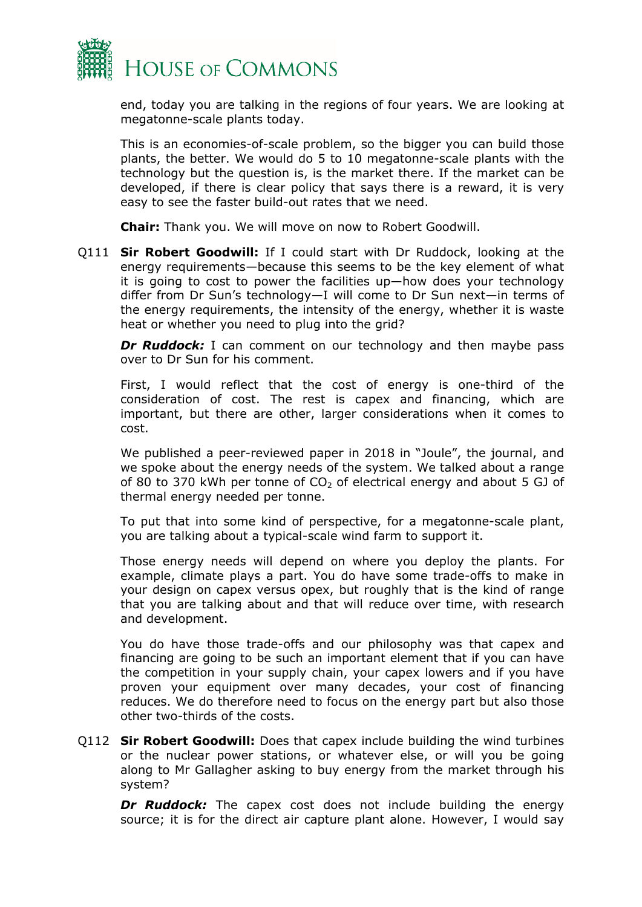end, today you are talking in the regions of four years. We are looking at megatonne-scale plants today.

This is an economies-of-scale problem, so the bigger you can build those plants, the better. We would do 5 to 10 megatonne-scale plants with the technology but the question is, is the market there. If the market can be developed, if there is clear policy that says there is a reward, it is very easy to see the faster build-out rates that we need.

**Chair:** Thank you. We will move on now to Robert Goodwill.

Q111 **Sir Robert Goodwill:** If I could start with Dr Ruddock, looking at the energy requirements—because this seems to be the key element of what it is going to cost to power the facilities up—how does your technology differ from Dr Sun's technology—I will come to Dr Sun next—in terms of the energy requirements, the intensity of the energy, whether it is waste heat or whether you need to plug into the grid?

***Dr Ruddock:*** I can comment on our technology and then maybe pass over to Dr Sun for his comment.

First, I would reflect that the cost of energy is one-third of the consideration of cost. The rest is capex and financing, which are important, but there are other, larger considerations when it comes to cost.

We published a peer-reviewed paper in 2018 in "Joule", the journal, and we spoke about the energy needs of the system. We talked about a range of 80 to 370 kWh per tonne of $CO_2$ of electrical energy and about 5 GJ of thermal energy needed per tonne.

To put that into some kind of perspective, for a megatonne-scale plant, you are talking about a typical-scale wind farm to support it.

Those energy needs will depend on where you deploy the plants. For example, climate plays a part. You do have some trade-offs to make in your design on capex versus opex, but roughly that is the kind of range that you are talking about and that will reduce over time, with research and development.

You do have those trade-offs and our philosophy was that capex and financing are going to be such an important element that if you can have the competition in your supply chain, your capex lowers and if you have proven your equipment over many decades, your cost of financing reduces. We do therefore need to focus on the energy part but also those other two-thirds of the costs.

Q112 **Sir Robert Goodwill:** Does that capex include building the wind turbines or the nuclear power stations, or whatever else, or will you be going along to Mr Gallagher asking to buy energy from the market through his system?

***Dr Ruddock:*** The capex cost does not include building the energy source; it is for the direct air capture plant alone. However, I would say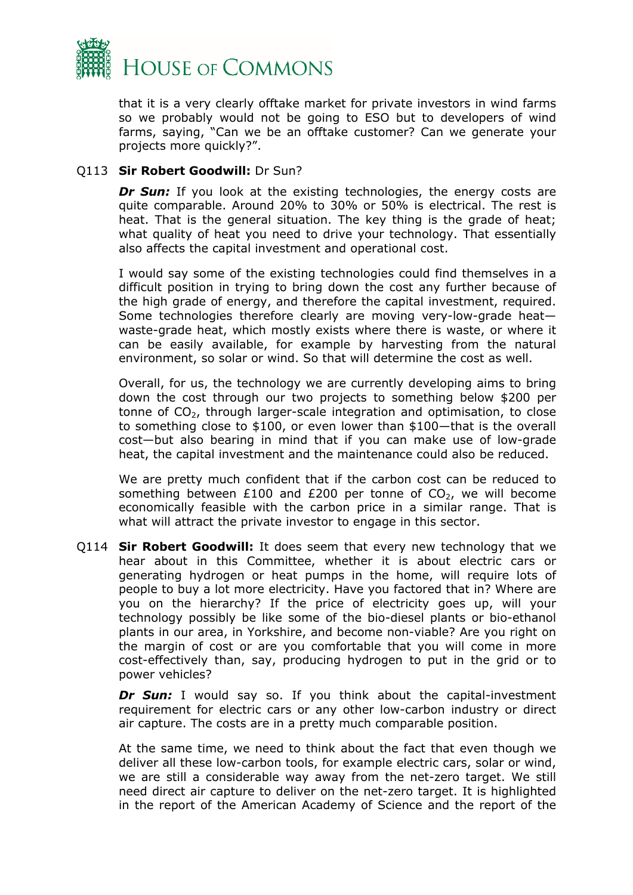that it is a very clearly offtake market for private investors in wind farms so we probably would not be going to ESO but to developers of wind farms, saying, "Can we be an offtake customer? Can we generate your projects more quickly?".

Q113 **Sir Robert Goodwill:** Dr Sun?

***Dr Sun:*** If you look at the existing technologies, the energy costs are quite comparable. Around 20% to 30% or 50% is electrical. The rest is heat. That is the general situation. The key thing is the grade of heat; what quality of heat you need to drive your technology. That essentially also affects the capital investment and operational cost.

I would say some of the existing technologies could find themselves in a difficult position in trying to bring down the cost any further because of the high grade of energy, and therefore the capital investment, required. Some technologies therefore clearly are moving very-low-grade heat—waste-grade heat, which mostly exists where there is waste, or where it can be easily available, for example by harvesting from the natural environment, so solar or wind. So that will determine the cost as well.

Overall, for us, the technology we are currently developing aims to bring down the cost through our two projects to something below \$200 per tonne of $CO_2$, through larger-scale integration and optimisation, to close to something close to \$100, or even lower than \$100—that is the overall cost—but also bearing in mind that if you can make use of low-grade heat, the capital investment and the maintenance could also be reduced.

We are pretty much confident that if the carbon cost can be reduced to something between £100 and £200 per tonne of $CO_2$, we will become economically feasible with the carbon price in a similar range. That is what will attract the private investor to engage in this sector.

Q114 **Sir Robert Goodwill:** It does seem that every new technology that we hear about in this Committee, whether it is about electric cars or generating hydrogen or heat pumps in the home, will require lots of people to buy a lot more electricity. Have you factored that in? Where are you on the hierarchy? If the price of electricity goes up, will your technology possibly be like some of the bio-diesel plants or bio-ethanol plants in our area, in Yorkshire, and become non-viable? Are you right on the margin of cost or are you comfortable that you will come in more cost-effectively than, say, producing hydrogen to put in the grid or to power vehicles?

***Dr Sun:*** I would say so. If you think about the capital-investment requirement for electric cars or any other low-carbon industry or direct air capture. The costs are in a pretty much comparable position.

At the same time, we need to think about the fact that even though we deliver all these low-carbon tools, for example electric cars, solar or wind, we are still a considerable way away from the net-zero target. We still need direct air capture to deliver on the net-zero target. It is highlighted in the report of the American Academy of Science and the report of the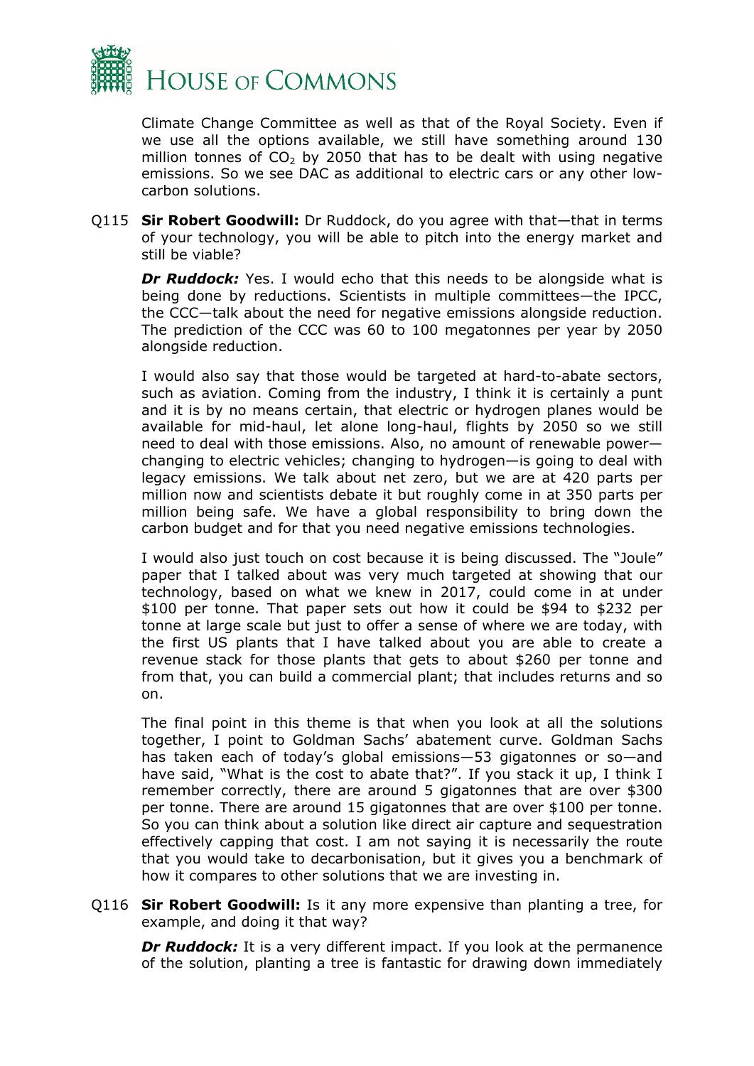Climate Change Committee as well as that of the Royal Society. Even if we use all the options available, we still have something around 130 million tonnes of $CO_2$ by 2050 that has to be dealt with using negative emissions. So we see DAC as additional to electric cars or any other low-carbon solutions.

Q115 **Sir Robert Goodwill:** Dr Ruddock, do you agree with that—that in terms of your technology, you will be able to pitch into the energy market and still be viable?

***Dr Ruddock:*** Yes. I would echo that this needs to be alongside what is being done by reductions. Scientists in multiple committees—the IPCC, the CCC—talk about the need for negative emissions alongside reduction. The prediction of the CCC was 60 to 100 megatonnes per year by 2050 alongside reduction.

I would also say that those would be targeted at hard-to-abate sectors, such as aviation. Coming from the industry, I think it is certainly a punt and it is by no means certain, that electric or hydrogen planes would be available for mid-haul, let alone long-haul, flights by 2050 so we still need to deal with those emissions. Also, no amount of renewable power—changing to electric vehicles; changing to hydrogen—is going to deal with legacy emissions. We talk about net zero, but we are at 420 parts per million now and scientists debate it but roughly come in at 350 parts per million being safe. We have a global responsibility to bring down the carbon budget and for that you need negative emissions technologies.

I would also just touch on cost because it is being discussed. The "Joule" paper that I talked about was very much targeted at showing that our technology, based on what we knew in 2017, could come in at under $100 per tonne. That paper sets out how it could be $94 to $232 per tonne at large scale but just to offer a sense of where we are today, with the first US plants that I have talked about you are able to create a revenue stack for those plants that gets to about $260 per tonne and from that, you can build a commercial plant; that includes returns and so on.

The final point in this theme is that when you look at all the solutions together, I point to Goldman Sachs' abatement curve. Goldman Sachs has taken each of today's global emissions—53 gigatonnes or so—and have said, "What is the cost to abate that?". If you stack it up, I think I remember correctly, there are around 5 gigatonnes that are over $300 per tonne. There are around 15 gigatonnes that are over $100 per tonne. So you can think about a solution like direct air capture and sequestration effectively capping that cost. I am not saying it is necessarily the route that you would take to decarbonisation, but it gives you a benchmark of how it compares to other solutions that we are investing in.

Q116 **Sir Robert Goodwill:** Is it any more expensive than planting a tree, for example, and doing it that way?

***Dr Ruddock:*** It is a very different impact. If you look at the permanence of the solution, planting a tree is fantastic for drawing down immediately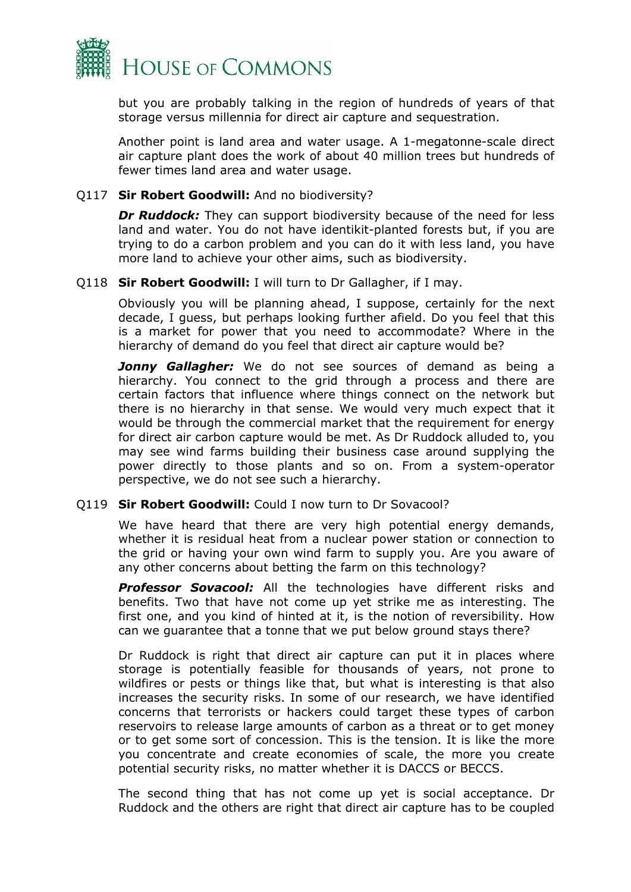but you are probably talking in the region of hundreds of years of that storage versus millennia for direct air capture and sequestration.

Another point is land area and water usage. A 1-megatonne-scale direct air capture plant does the work of about 40 million trees but hundreds of fewer times land area and water usage.

Q117 **Sir Robert Goodwill:** And no biodiversity?

***Dr Ruddock:*** They can support biodiversity because of the need for less land and water. You do not have identikit-planted forests but, if you are trying to do a carbon problem and you can do it with less land, you have more land to achieve your other aims, such as biodiversity.

Q118 **Sir Robert Goodwill:** I will turn to Dr Gallagher, if I may.

Obviously you will be planning ahead, I suppose, certainly for the next decade, I guess, but perhaps looking further afield. Do you feel that this is a market for power that you need to accommodate? Where in the hierarchy of demand do you feel that direct air capture would be?

***Jonny Gallagher:*** We do not see sources of demand as being a hierarchy. You connect to the grid through a process and there are certain factors that influence where things connect on the network but there is no hierarchy in that sense. We would very much expect that it would be through the commercial market that the requirement for energy for direct air carbon capture would be met. As Dr Ruddock alluded to, you may see wind farms building their business case around supplying the power directly to those plants and so on. From a system-operator perspective, we do not see such a hierarchy.

Q119 **Sir Robert Goodwill:** Could I now turn to Dr Sovacool?

We have heard that there are very high potential energy demands, whether it is residual heat from a nuclear power station or connection to the grid or having your own wind farm to supply you. Are you aware of any other concerns about betting the farm on this technology?

***Professor Sovacool:*** All the technologies have different risks and benefits. Two that have not come up yet strike me as interesting. The first one, and you kind of hinted at it, is the notion of reversibility. How can we guarantee that a tonne that we put below ground stays there?

Dr Ruddock is right that direct air capture can put it in places where storage is potentially feasible for thousands of years, not prone to wildfires or pests or things like that, but what is interesting is that also increases the security risks. In some of our research, we have identified concerns that terrorists or hackers could target these types of carbon reservoirs to release large amounts of carbon as a threat or to get money or to get some sort of concession. This is the tension. It is like the more you concentrate and create economies of scale, the more you create potential security risks, no matter whether it is DACCS or BECCS.

The second thing that has not come up yet is social acceptance. Dr Ruddock and the others are right that direct air capture has to be coupled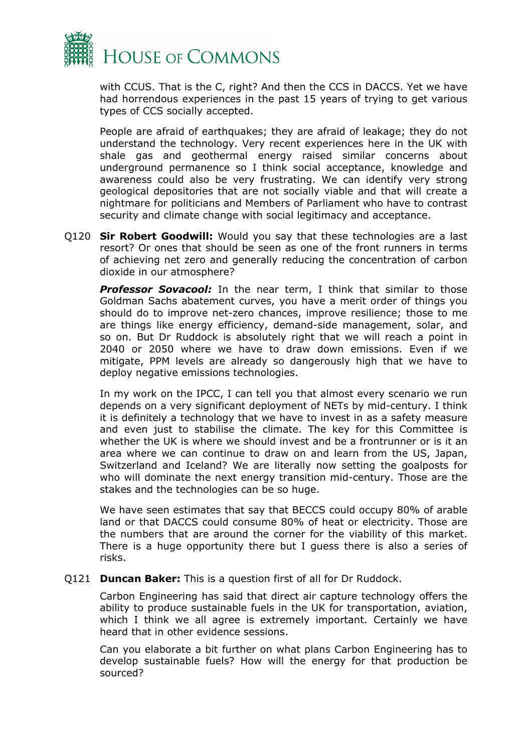with CCUS. That is the C, right? And then the CCS in DACCS. Yet we have had horrendous experiences in the past 15 years of trying to get various types of CCS socially accepted.

People are afraid of earthquakes; they are afraid of leakage; they do not understand the technology. Very recent experiences here in the UK with shale gas and geothermal energy raised similar concerns about underground permanence so I think social acceptance, knowledge and awareness could also be very frustrating. We can identify very strong geological depositories that are not socially viable and that will create a nightmare for politicians and Members of Parliament who have to contrast security and climate change with social legitimacy and acceptance.

Q120 **Sir Robert Goodwill:** Would you say that these technologies are a last resort? Or ones that should be seen as one of the front runners in terms of achieving net zero and generally reducing the concentration of carbon dioxide in our atmosphere?

***Professor Sovacool:*** In the near term, I think that similar to those Goldman Sachs abatement curves, you have a merit order of things you should do to improve net-zero chances, improve resilience; those to me are things like energy efficiency, demand-side management, solar, and so on. But Dr Ruddock is absolutely right that we will reach a point in 2040 or 2050 where we have to draw down emissions. Even if we mitigate, PPM levels are already so dangerously high that we have to deploy negative emissions technologies.

In my work on the IPCC, I can tell you that almost every scenario we run depends on a very significant deployment of NETs by mid-century. I think it is definitely a technology that we have to invest in as a safety measure and even just to stabilise the climate. The key for this Committee is whether the UK is where we should invest and be a frontrunner or is it an area where we can continue to draw on and learn from the US, Japan, Switzerland and Iceland? We are literally now setting the goalposts for who will dominate the next energy transition mid-century. Those are the stakes and the technologies can be so huge.

We have seen estimates that say that BECCS could occupy 80% of arable land or that DACCS could consume 80% of heat or electricity. Those are the numbers that are around the corner for the viability of this market. There is a huge opportunity there but I guess there is also a series of risks.

Q121 **Duncan Baker:** This is a question first of all for Dr Ruddock.

Carbon Engineering has said that direct air capture technology offers the ability to produce sustainable fuels in the UK for transportation, aviation, which I think we all agree is extremely important. Certainly we have heard that in other evidence sessions.

Can you elaborate a bit further on what plans Carbon Engineering has to develop sustainable fuels? How will the energy for that production be sourced?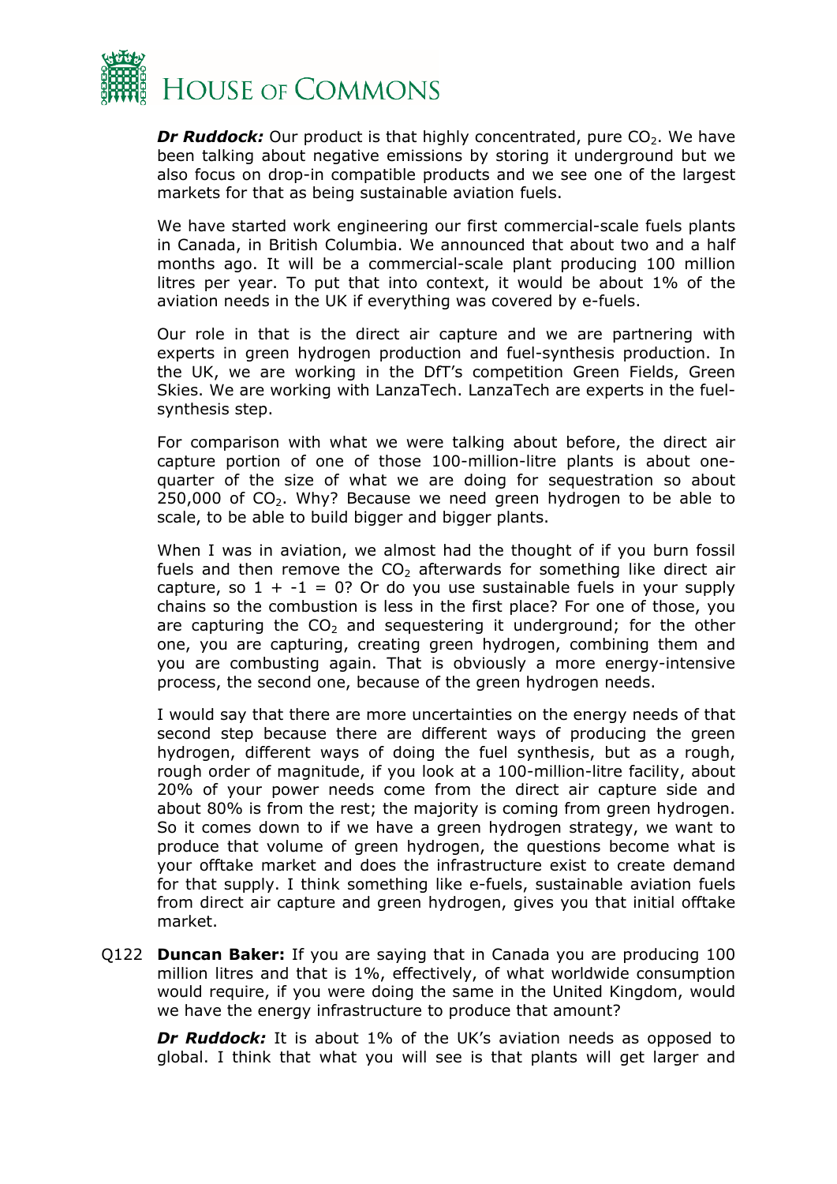***Dr Ruddock:*** Our product is that highly concentrated, pure $CO_2$. We have been talking about negative emissions by storing it underground but we also focus on drop-in compatible products and we see one of the largest markets for that as being sustainable aviation fuels.

We have started work engineering our first commercial-scale fuels plants in Canada, in British Columbia. We announced that about two and a half months ago. It will be a commercial-scale plant producing 100 million litres per year. To put that into context, it would be about 1% of the aviation needs in the UK if everything was covered by e-fuels.

Our role in that is the direct air capture and we are partnering with experts in green hydrogen production and fuel-synthesis production. In the UK, we are working in the DfT's competition Green Fields, Green Skies. We are working with LanzaTech. LanzaTech are experts in the fuel-synthesis step.

For comparison with what we were talking about before, the direct air capture portion of one of those 100-million-litre plants is about one-quarter of the size of what we are doing for sequestration so about 250,000 of $CO_2$. Why? Because we need green hydrogen to be able to scale, to be able to build bigger and bigger plants.

When I was in aviation, we almost had the thought of if you burn fossil fuels and then remove the $CO_2$ afterwards for something like direct air capture, so $1 + -1 = 0$? Or do you use sustainable fuels in your supply chains so the combustion is less in the first place? For one of those, you are capturing the $CO_2$ and sequestering it underground; for the other one, you are capturing, creating green hydrogen, combining them and you are combusting again. That is obviously a more energy-intensive process, the second one, because of the green hydrogen needs.

I would say that there are more uncertainties on the energy needs of that second step because there are different ways of producing the green hydrogen, different ways of doing the fuel synthesis, but as a rough, rough order of magnitude, if you look at a 100-million-litre facility, about 20% of your power needs come from the direct air capture side and about 80% is from the rest; the majority is coming from green hydrogen. So it comes down to if we have a green hydrogen strategy, we want to produce that volume of green hydrogen, the questions become what is your offtake market and does the infrastructure exist to create demand for that supply. I think something like e-fuels, sustainable aviation fuels from direct air capture and green hydrogen, gives you that initial offtake market.

Q122 **Duncan Baker:** If you are saying that in Canada you are producing 100 million litres and that is 1%, effectively, of what worldwide consumption would require, if you were doing the same in the United Kingdom, would we have the energy infrastructure to produce that amount?

***Dr Ruddock:*** It is about 1% of the UK's aviation needs as opposed to global. I think that what you will see is that plants will get larger and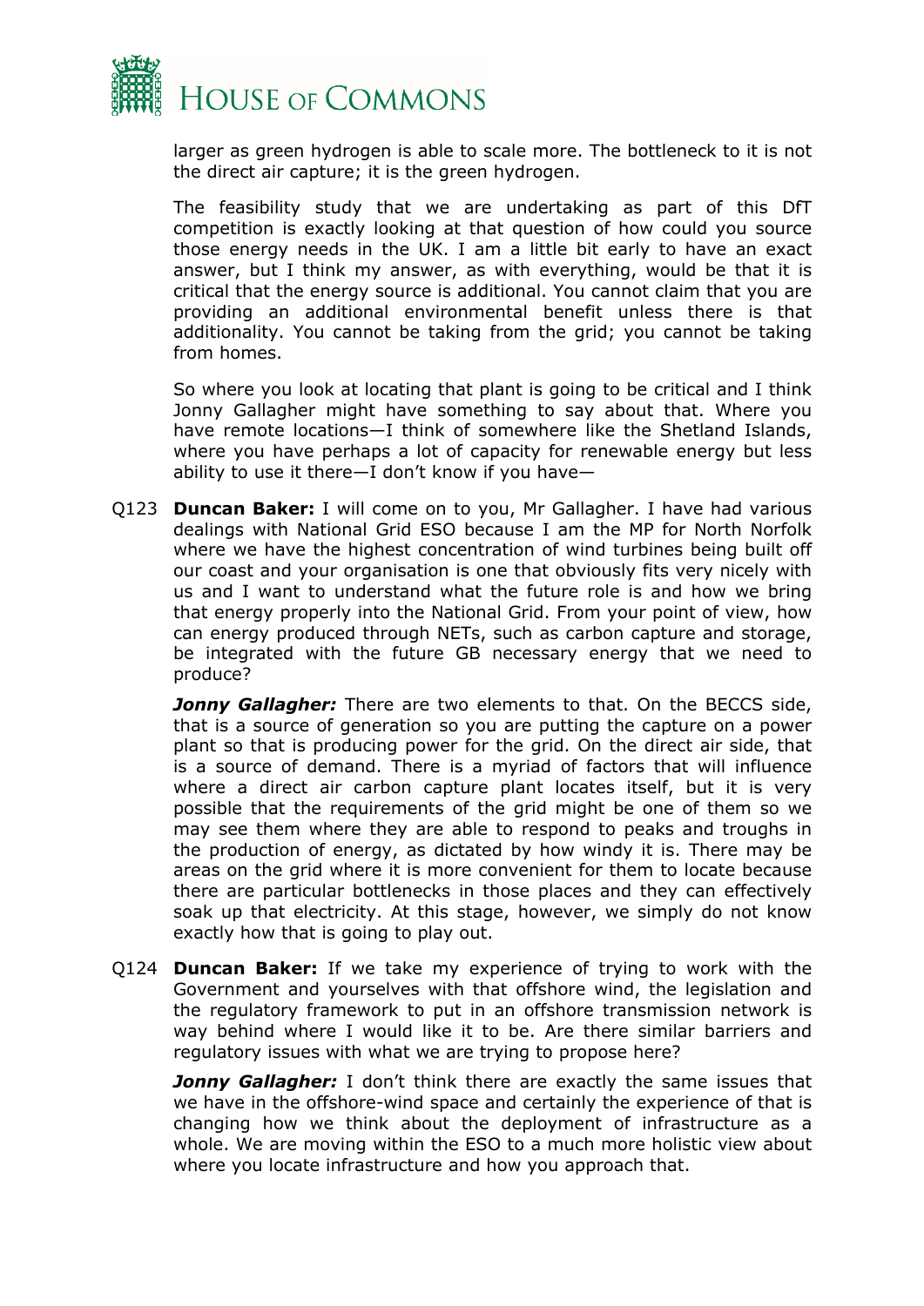larger as green hydrogen is able to scale more. The bottleneck to it is not the direct air capture; it is the green hydrogen.

The feasibility study that we are undertaking as part of this DfT competition is exactly looking at that question of how could you source those energy needs in the UK. I am a little bit early to have an exact answer, but I think my answer, as with everything, would be that it is critical that the energy source is additional. You cannot claim that you are providing an additional environmental benefit unless there is that additionality. You cannot be taking from the grid; you cannot be taking from homes.

So where you look at locating that plant is going to be critical and I think Jonny Gallagher might have something to say about that. Where you have remote locations—I think of somewhere like the Shetland Islands, where you have perhaps a lot of capacity for renewable energy but less ability to use it there—I don't know if you have—

Q123 **Duncan Baker:** I will come on to you, Mr Gallagher. I have had various dealings with National Grid ESO because I am the MP for North Norfolk where we have the highest concentration of wind turbines being built off our coast and your organisation is one that obviously fits very nicely with us and I want to understand what the future role is and how we bring that energy properly into the National Grid. From your point of view, how can energy produced through NETs, such as carbon capture and storage, be integrated with the future GB necessary energy that we need to produce?

***Jonny Gallagher:*** There are two elements to that. On the BECCS side, that is a source of generation so you are putting the capture on a power plant so that is producing power for the grid. On the direct air side, that is a source of demand. There is a myriad of factors that will influence where a direct air carbon capture plant locates itself, but it is very possible that the requirements of the grid might be one of them so we may see them where they are able to respond to peaks and troughs in the production of energy, as dictated by how windy it is. There may be areas on the grid where it is more convenient for them to locate because there are particular bottlenecks in those places and they can effectively soak up that electricity. At this stage, however, we simply do not know exactly how that is going to play out.

Q124 **Duncan Baker:** If we take my experience of trying to work with the Government and yourselves with that offshore wind, the legislation and the regulatory framework to put in an offshore transmission network is way behind where I would like it to be. Are there similar barriers and regulatory issues with what we are trying to propose here?

***Jonny Gallagher:*** I don't think there are exactly the same issues that we have in the offshore-wind space and certainly the experience of that is changing how we think about the deployment of infrastructure as a whole. We are moving within the ESO to a much more holistic view about where you locate infrastructure and how you approach that.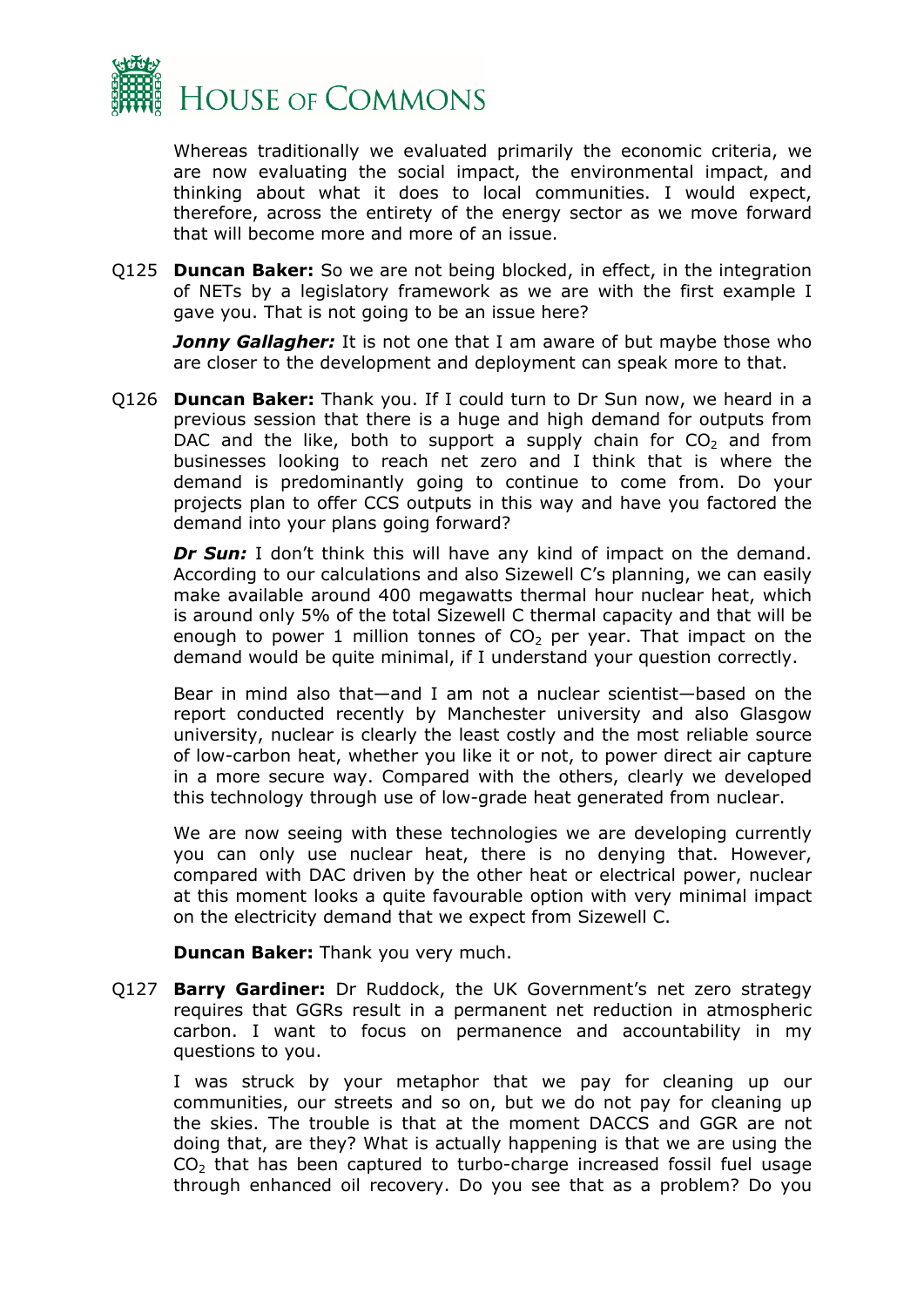Whereas traditionally we evaluated primarily the economic criteria, we are now evaluating the social impact, the environmental impact, and thinking about what it does to local communities. I would expect, therefore, across the entirety of the energy sector as we move forward that will become more and more of an issue.

Q125 **Duncan Baker:** So we are not being blocked, in effect, in the integration of NETs by a legislatory framework as we are with the first example I gave you. That is not going to be an issue here?

***Jonny Gallagher:*** It is not one that I am aware of but maybe those who are closer to the development and deployment can speak more to that.

Q126 **Duncan Baker:** Thank you. If I could turn to Dr Sun now, we heard in a previous session that there is a huge and high demand for outputs from DAC and the like, both to support a supply chain for $CO_2$ and from businesses looking to reach net zero and I think that is where the demand is predominantly going to continue to come from. Do your projects plan to offer CCS outputs in this way and have you factored the demand into your plans going forward?

***Dr Sun:*** I don't think this will have any kind of impact on the demand. According to our calculations and also Sizewell C's planning, we can easily make available around 400 megawatts thermal hour nuclear heat, which is around only 5% of the total Sizewell C thermal capacity and that will be enough to power 1 million tonnes of $CO_2$ per year. That impact on the demand would be quite minimal, if I understand your question correctly.

Bear in mind also that—and I am not a nuclear scientist—based on the report conducted recently by Manchester university and also Glasgow university, nuclear is clearly the least costly and the most reliable source of low-carbon heat, whether you like it or not, to power direct air capture in a more secure way. Compared with the others, clearly we developed this technology through use of low-grade heat generated from nuclear.

We are now seeing with these technologies we are developing currently you can only use nuclear heat, there is no denying that. However, compared with DAC driven by the other heat or electrical power, nuclear at this moment looks a quite favourable option with very minimal impact on the electricity demand that we expect from Sizewell C.

**Duncan Baker:** Thank you very much.

Q127 **Barry Gardiner:** Dr Ruddock, the UK Government's net zero strategy requires that GGRs result in a permanent net reduction in atmospheric carbon. I want to focus on permanence and accountability in my questions to you.

I was struck by your metaphor that we pay for cleaning up our communities, our streets and so on, but we do not pay for cleaning up the skies. The trouble is that at the moment DACCS and GGR are not doing that, are they? What is actually happening is that we are using the $CO_2$ that has been captured to turbo-charge increased fossil fuel usage through enhanced oil recovery. Do you see that as a problem? Do you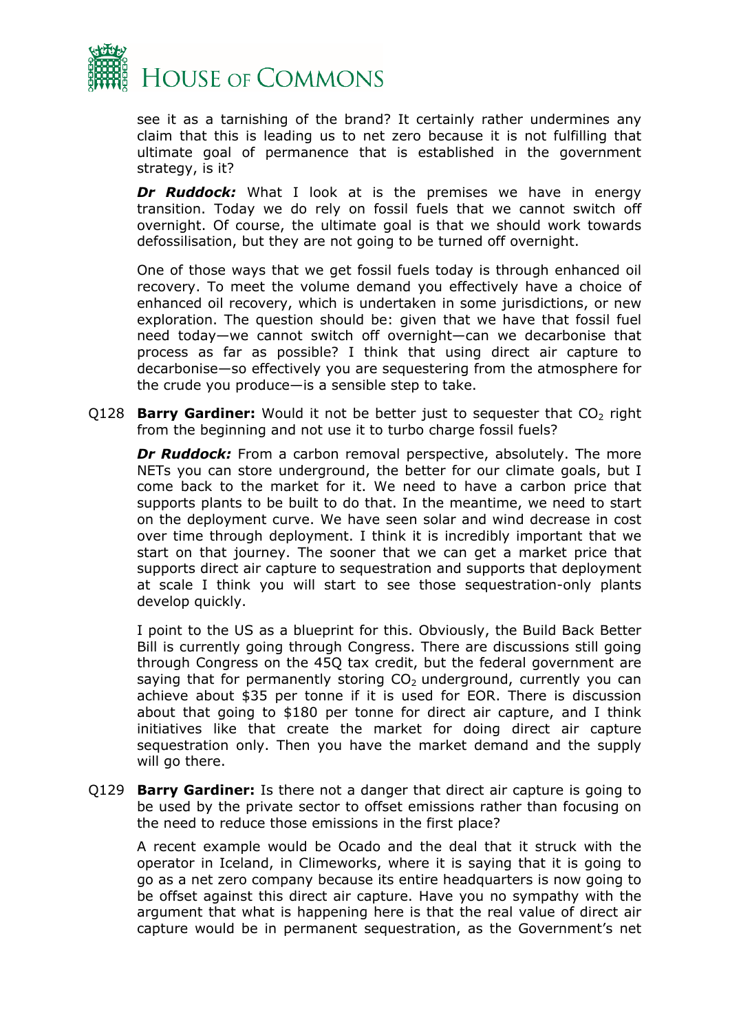see it as a tarnishing of the brand? It certainly rather undermines any claim that this is leading us to net zero because it is not fulfilling that ultimate goal of permanence that is established in the government strategy, is it?

***Dr Ruddock:*** What I look at is the premises we have in energy transition. Today we do rely on fossil fuels that we cannot switch off overnight. Of course, the ultimate goal is that we should work towards defossilisation, but they are not going to be turned off overnight.

One of those ways that we get fossil fuels today is through enhanced oil recovery. To meet the volume demand you effectively have a choice of enhanced oil recovery, which is undertaken in some jurisdictions, or new exploration. The question should be: given that we have that fossil fuel need today—we cannot switch off overnight—can we decarbonise that process as far as possible? I think that using direct air capture to decarbonise—so effectively you are sequestering from the atmosphere for the crude you produce—is a sensible step to take.

Q128 **Barry Gardiner:** Would it not be better just to sequester that $CO_2$ right from the beginning and not use it to turbo charge fossil fuels?

***Dr Ruddock:*** From a carbon removal perspective, absolutely. The more NETs you can store underground, the better for our climate goals, but I come back to the market for it. We need to have a carbon price that supports plants to be built to do that. In the meantime, we need to start on the deployment curve. We have seen solar and wind decrease in cost over time through deployment. I think it is incredibly important that we start on that journey. The sooner that we can get a market price that supports direct air capture to sequestration and supports that deployment at scale I think you will start to see those sequestration-only plants develop quickly.

I point to the US as a blueprint for this. Obviously, the Build Back Better Bill is currently going through Congress. There are discussions still going through Congress on the 45Q tax credit, but the federal government are saying that for permanently storing $CO_2$ underground, currently you can achieve about $35 per tonne if it is used for EOR. There is discussion about that going to $180 per tonne for direct air capture, and I think initiatives like that create the market for doing direct air capture sequestration only. Then you have the market demand and the supply will go there.

Q129 **Barry Gardiner:** Is there not a danger that direct air capture is going to be used by the private sector to offset emissions rather than focusing on the need to reduce those emissions in the first place?

A recent example would be Ocado and the deal that it struck with the operator in Iceland, in Climeworks, where it is saying that it is going to go as a net zero company because its entire headquarters is now going to be offset against this direct air capture. Have you no sympathy with the argument that what is happening here is that the real value of direct air capture would be in permanent sequestration, as the Government's net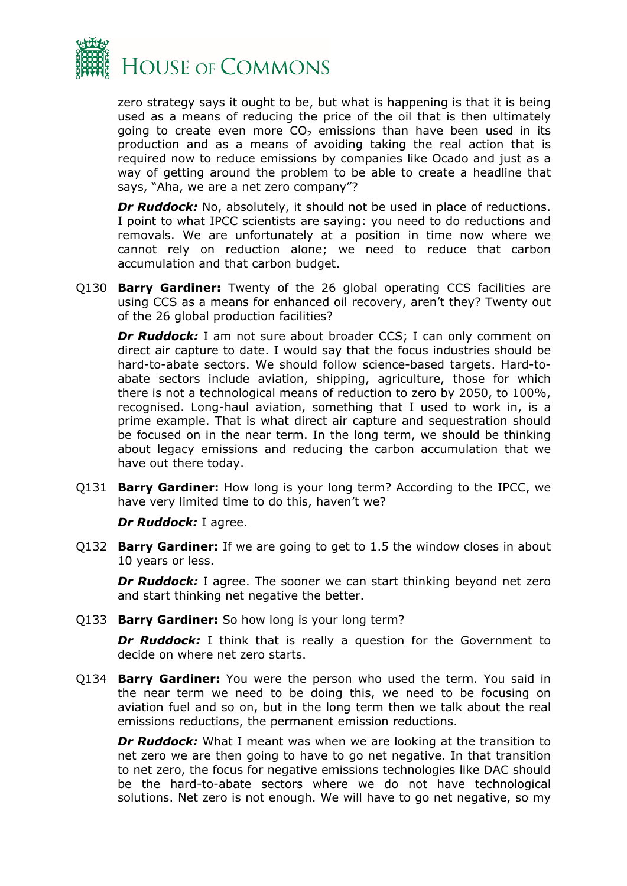zero strategy says it ought to be, but what is happening is that it is being used as a means of reducing the price of the oil that is then ultimately going to create even more $CO_2$ emissions than have been used in its production and as a means of avoiding taking the real action that is required now to reduce emissions by companies like Ocado and just as a way of getting around the problem to be able to create a headline that says, "Aha, we are a net zero company"?

***Dr Ruddock:*** No, absolutely, it should not be used in place of reductions. I point to what IPCC scientists are saying: you need to do reductions and removals. We are unfortunately at a position in time now where we cannot rely on reduction alone; we need to reduce that carbon accumulation and that carbon budget.

Q130 **Barry Gardiner:** Twenty of the 26 global operating CCS facilities are using CCS as a means for enhanced oil recovery, aren't they? Twenty out of the 26 global production facilities?

***Dr Ruddock:*** I am not sure about broader CCS; I can only comment on direct air capture to date. I would say that the focus industries should be hard-to-abate sectors. We should follow science-based targets. Hard-to-abate sectors include aviation, shipping, agriculture, those for which there is not a technological means of reduction to zero by 2050, to 100%, recognised. Long-haul aviation, something that I used to work in, is a prime example. That is what direct air capture and sequestration should be focused on in the near term. In the long term, we should be thinking about legacy emissions and reducing the carbon accumulation that we have out there today.

Q131 **Barry Gardiner:** How long is your long term? According to the IPCC, we have very limited time to do this, haven't we?

***Dr Ruddock:*** I agree.

Q132 **Barry Gardiner:** If we are going to get to 1.5 the window closes in about 10 years or less.

***Dr Ruddock:*** I agree. The sooner we can start thinking beyond net zero and start thinking net negative the better.

Q133 **Barry Gardiner:** So how long is your long term?

***Dr Ruddock:*** I think that is really a question for the Government to decide on where net zero starts.

Q134 **Barry Gardiner:** You were the person who used the term. You said in the near term we need to be doing this, we need to be focusing on aviation fuel and so on, but in the long term then we talk about the real emissions reductions, the permanent emission reductions.

***Dr Ruddock:*** What I meant was when we are looking at the transition to net zero we are then going to have to go net negative. In that transition to net zero, the focus for negative emissions technologies like DAC should be the hard-to-abate sectors where we do not have technological solutions. Net zero is not enough. We will have to go net negative, so my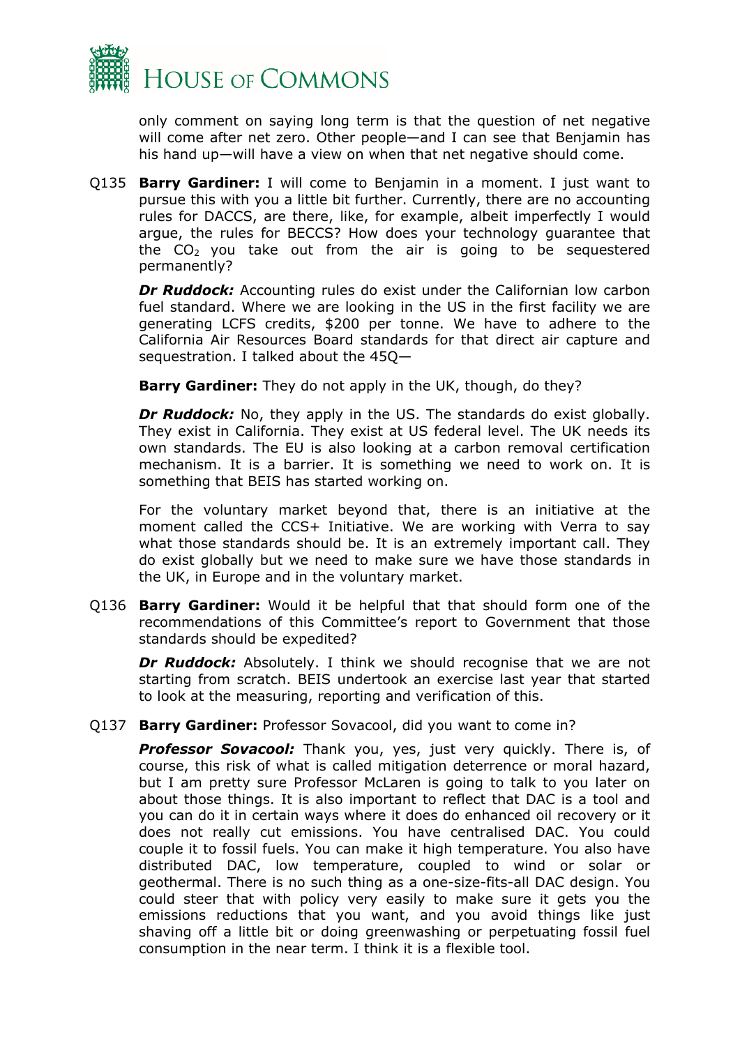only comment on saying long term is that the question of net negative will come after net zero. Other people—and I can see that Benjamin has his hand up—will have a view on when that net negative should come.

Q135 **Barry Gardiner:** I will come to Benjamin in a moment. I just want to pursue this with you a little bit further. Currently, there are no accounting rules for DACCS, are there, like, for example, albeit imperfectly I would argue, the rules for BECCS? How does your technology guarantee that the $CO_2$ you take out from the air is going to be sequestered permanently?

***Dr Ruddock:*** Accounting rules do exist under the Californian low carbon fuel standard. Where we are looking in the US in the first facility we are generating LCFS credits, $200 per tonne. We have to adhere to the California Air Resources Board standards for that direct air capture and sequestration. I talked about the 45Q—

**Barry Gardiner:** They do not apply in the UK, though, do they?

***Dr Ruddock:*** No, they apply in the US. The standards do exist globally. They exist in California. They exist at US federal level. The UK needs its own standards. The EU is also looking at a carbon removal certification mechanism. It is a barrier. It is something we need to work on. It is something that BEIS has started working on.

For the voluntary market beyond that, there is an initiative at the moment called the CCS+ Initiative. We are working with Verra to say what those standards should be. It is an extremely important call. They do exist globally but we need to make sure we have those standards in the UK, in Europe and in the voluntary market.

Q136 **Barry Gardiner:** Would it be helpful that that should form one of the recommendations of this Committee's report to Government that those standards should be expedited?

***Dr Ruddock:*** Absolutely. I think we should recognise that we are not starting from scratch. BEIS undertook an exercise last year that started to look at the measuring, reporting and verification of this.

Q137 **Barry Gardiner:** Professor Sovacool, did you want to come in?

***Professor Sovacool:*** Thank you, yes, just very quickly. There is, of course, this risk of what is called mitigation deterrence or moral hazard, but I am pretty sure Professor McLaren is going to talk to you later on about those things. It is also important to reflect that DAC is a tool and you can do it in certain ways where it does do enhanced oil recovery or it does not really cut emissions. You have centralised DAC. You could couple it to fossil fuels. You can make it high temperature. You also have distributed DAC, low temperature, coupled to wind or solar or geothermal. There is no such thing as a one-size-fits-all DAC design. You could steer that with policy very easily to make sure it gets you the emissions reductions that you want, and you avoid things like just shaving off a little bit or doing greenwashing or perpetuating fossil fuel consumption in the near term. I think it is a flexible tool.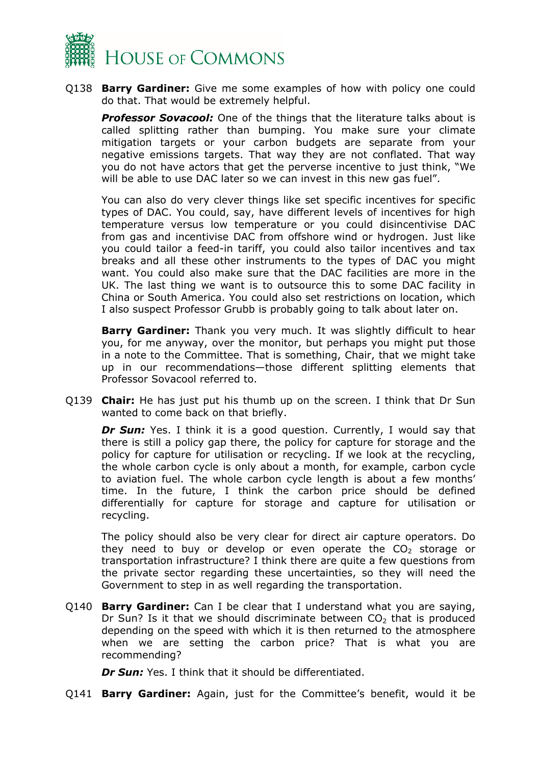Q138 **Barry Gardiner:** Give me some examples of how with policy one could do that. That would be extremely helpful.

***Professor Sovacool:*** One of the things that the literature talks about is called splitting rather than bumping. You make sure your climate mitigation targets or your carbon budgets are separate from your negative emissions targets. That way they are not conflated. That way you do not have actors that get the perverse incentive to just think, "We will be able to use DAC later so we can invest in this new gas fuel".

You can also do very clever things like set specific incentives for specific types of DAC. You could, say, have different levels of incentives for high temperature versus low temperature or you could disincentivise DAC from gas and incentivise DAC from offshore wind or hydrogen. Just like you could tailor a feed-in tariff, you could also tailor incentives and tax breaks and all these other instruments to the types of DAC you might want. You could also make sure that the DAC facilities are more in the UK. The last thing we want is to outsource this to some DAC facility in China or South America. You could also set restrictions on location, which I also suspect Professor Grubb is probably going to talk about later on.

**Barry Gardiner:** Thank you very much. It was slightly difficult to hear you, for me anyway, over the monitor, but perhaps you might put those in a note to the Committee. That is something, Chair, that we might take up in our recommendations—those different splitting elements that Professor Sovacool referred to.

Q139 **Chair:** He has just put his thumb up on the screen. I think that Dr Sun wanted to come back on that briefly.

***Dr Sun:*** Yes. I think it is a good question. Currently, I would say that there is still a policy gap there, the policy for capture for storage and the policy for capture for utilisation or recycling. If we look at the recycling, the whole carbon cycle is only about a month, for example, carbon cycle to aviation fuel. The whole carbon cycle length is about a few months' time. In the future, I think the carbon price should be defined differentially for capture for storage and capture for utilisation or recycling.

The policy should also be very clear for direct air capture operators. Do they need to buy or develop or even operate the $CO_2$ storage or transportation infrastructure? I think there are quite a few questions from the private sector regarding these uncertainties, so they will need the Government to step in as well regarding the transportation.

Q140 **Barry Gardiner:** Can I be clear that I understand what you are saying, Dr Sun? Is it that we should discriminate between $CO_2$ that is produced depending on the speed with which it is then returned to the atmosphere when we are setting the carbon price? That is what you are recommending?

***Dr Sun:*** Yes. I think that it should be differentiated.

Q141 **Barry Gardiner:** Again, just for the Committee's benefit, would it be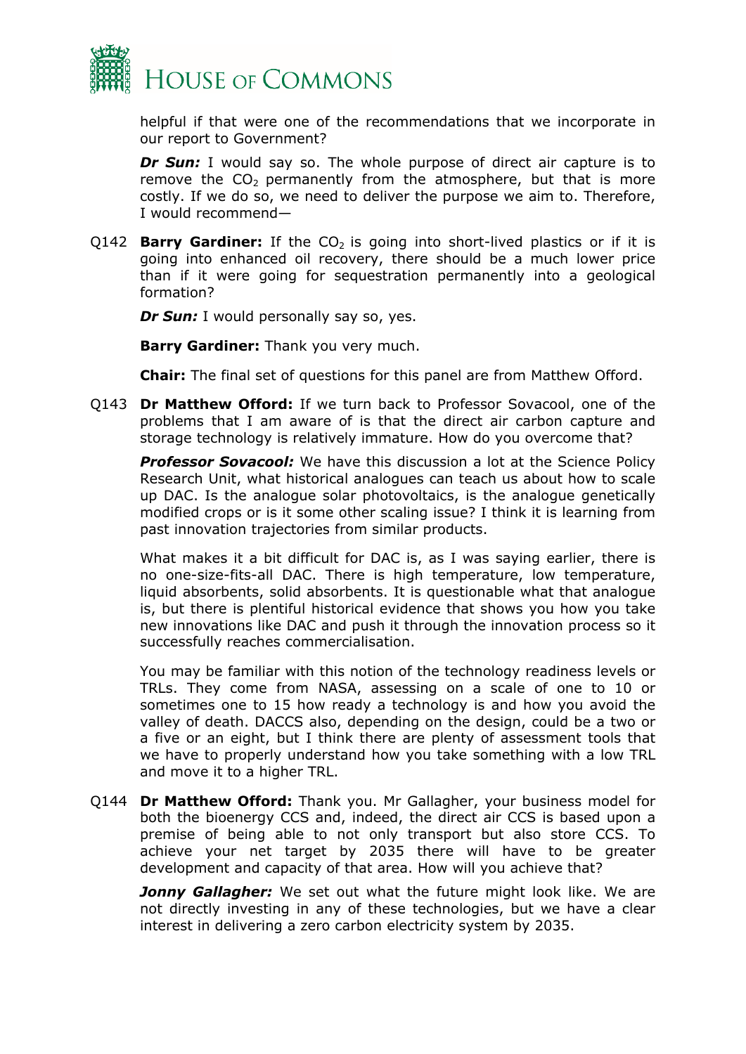helpful if that were one of the recommendations that we incorporate in our report to Government?

***Dr Sun:*** I would say so. The whole purpose of direct air capture is to remove the $CO_2$ permanently from the atmosphere, but that is more costly. If we do so, we need to deliver the purpose we aim to. Therefore, I would recommend—

Q142 **Barry Gardiner:** If the $CO_2$ is going into short-lived plastics or if it is going into enhanced oil recovery, there should be a much lower price than if it were going for sequestration permanently into a geological formation?

***Dr Sun:*** I would personally say so, yes.

**Barry Gardiner:** Thank you very much.

**Chair:** The final set of questions for this panel are from Matthew Offord.

Q143 **Dr Matthew Offord:** If we turn back to Professor Sovacool, one of the problems that I am aware of is that the direct air carbon capture and storage technology is relatively immature. How do you overcome that?

***Professor Sovacool:*** We have this discussion a lot at the Science Policy Research Unit, what historical analogues can teach us about how to scale up DAC. Is the analogue solar photovoltaics, is the analogue genetically modified crops or is it some other scaling issue? I think it is learning from past innovation trajectories from similar products.

What makes it a bit difficult for DAC is, as I was saying earlier, there is no one-size-fits-all DAC. There is high temperature, low temperature, liquid absorbents, solid absorbents. It is questionable what that analogue is, but there is plentiful historical evidence that shows you how you take new innovations like DAC and push it through the innovation process so it successfully reaches commercialisation.

You may be familiar with this notion of the technology readiness levels or TRLs. They come from NASA, assessing on a scale of one to 10 or sometimes one to 15 how ready a technology is and how you avoid the valley of death. DACCS also, depending on the design, could be a two or a five or an eight, but I think there are plenty of assessment tools that we have to properly understand how you take something with a low TRL and move it to a higher TRL.

Q144 **Dr Matthew Offord:** Thank you. Mr Gallagher, your business model for both the bioenergy CCS and, indeed, the direct air CCS is based upon a premise of being able to not only transport but also store CCS. To achieve your net target by 2035 there will have to be greater development and capacity of that area. How will you achieve that?

***Jonny Gallagher:*** We set out what the future might look like. We are not directly investing in any of these technologies, but we have a clear interest in delivering a zero carbon electricity system by 2035.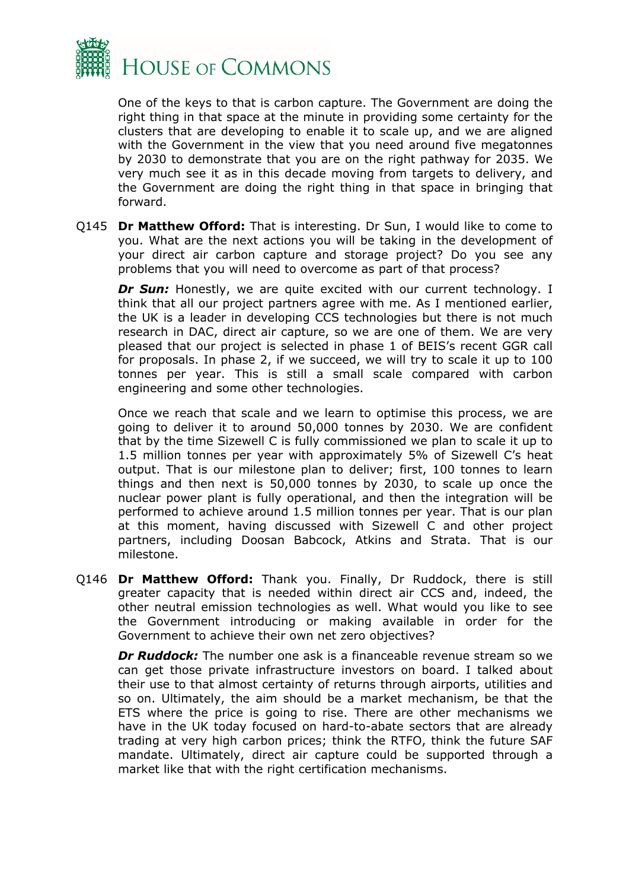One of the keys to that is carbon capture. The Government are doing the right thing in that space at the minute in providing some certainty for the clusters that are developing to enable it to scale up, and we are aligned with the Government in the view that you need around five megatonnes by 2030 to demonstrate that you are on the right pathway for 2035. We very much see it as in this decade moving from targets to delivery, and the Government are doing the right thing in that space in bringing that forward.

Q145 **Dr Matthew Offord:** That is interesting. Dr Sun, I would like to come to you. What are the next actions you will be taking in the development of your direct air carbon capture and storage project? Do you see any problems that you will need to overcome as part of that process?

***Dr Sun:*** Honestly, we are quite excited with our current technology. I think that all our project partners agree with me. As I mentioned earlier, the UK is a leader in developing CCS technologies but there is not much research in DAC, direct air capture, so we are one of them. We are very pleased that our project is selected in phase 1 of BEIS's recent GGR call for proposals. In phase 2, if we succeed, we will try to scale it up to 100 tonnes per year. This is still a small scale compared with carbon engineering and some other technologies.

Once we reach that scale and we learn to optimise this process, we are going to deliver it to around 50,000 tonnes by 2030. We are confident that by the time Sizewell C is fully commissioned we plan to scale it up to 1.5 million tonnes per year with approximately 5% of Sizewell C's heat output. That is our milestone plan to deliver; first, 100 tonnes to learn things and then next is 50,000 tonnes by 2030, to scale up once the nuclear power plant is fully operational, and then the integration will be performed to achieve around 1.5 million tonnes per year. That is our plan at this moment, having discussed with Sizewell C and other project partners, including Doosan Babcock, Atkins and Strata. That is our milestone.

Q146 **Dr Matthew Offord:** Thank you. Finally, Dr Ruddock, there is still greater capacity that is needed within direct air CCS and, indeed, the other neutral emission technologies as well. What would you like to see the Government introducing or making available in order for the Government to achieve their own net zero objectives?

***Dr Ruddock:*** The number one ask is a financeable revenue stream so we can get those private infrastructure investors on board. I talked about their use to that almost certainty of returns through airports, utilities and so on. Ultimately, the aim should be a market mechanism, be that the ETS where the price is going to rise. There are other mechanisms we have in the UK today focused on hard-to-abate sectors that are already trading at very high carbon prices; think the RTFO, think the future SAF mandate. Ultimately, direct air capture could be supported through a market like that with the right certification mechanisms.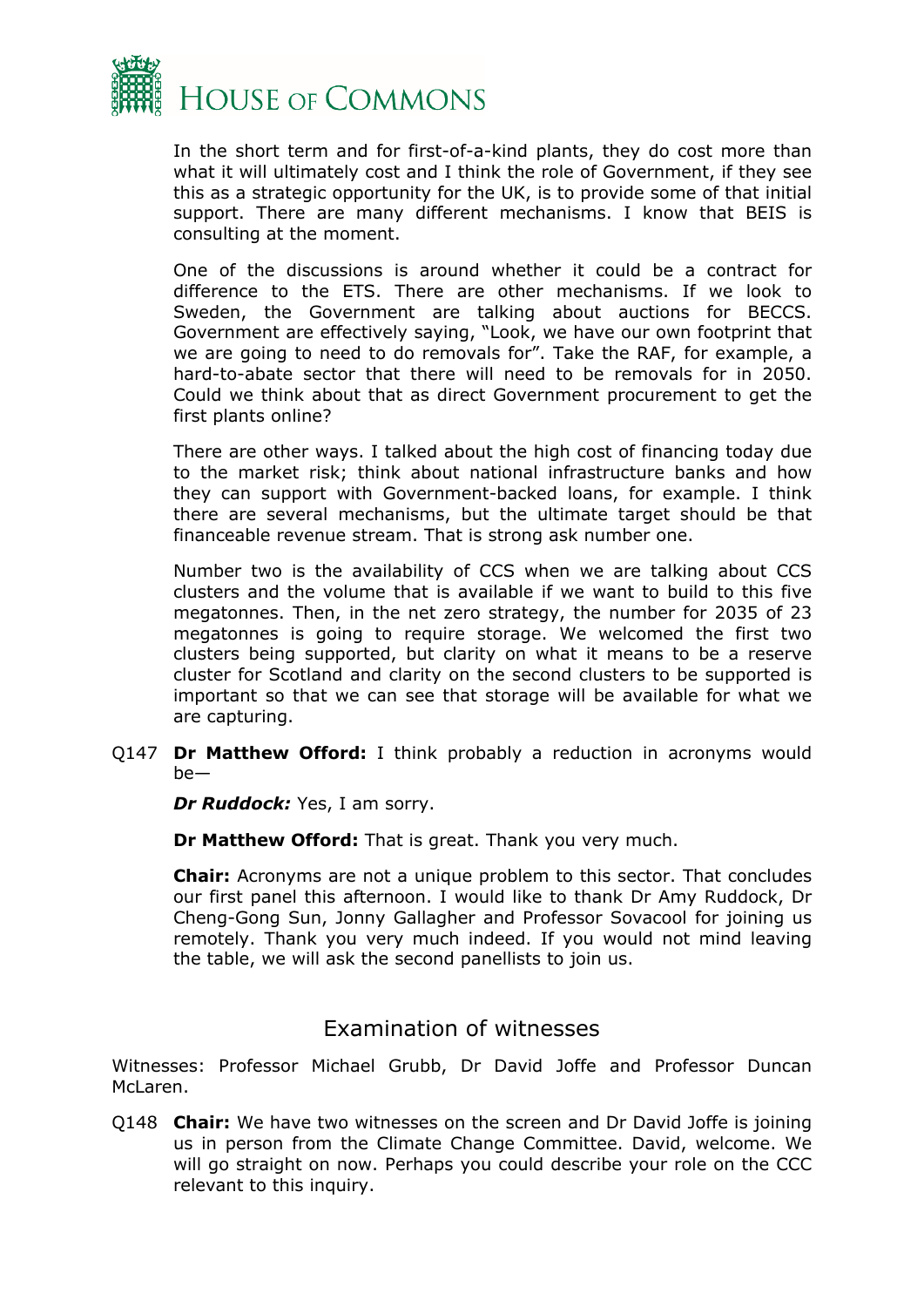In the short term and for first-of-a-kind plants, they do cost more than what it will ultimately cost and I think the role of Government, if they see this as a strategic opportunity for the UK, is to provide some of that initial support. There are many different mechanisms. I know that BEIS is consulting at the moment.

One of the discussions is around whether it could be a contract for difference to the ETS. There are other mechanisms. If we look to Sweden, the Government are talking about auctions for BECCS. Government are effectively saying, "Look, we have our own footprint that we are going to need to do removals for". Take the RAF, for example, a hard-to-abate sector that there will need to be removals for in 2050. Could we think about that as direct Government procurement to get the first plants online?

There are other ways. I talked about the high cost of financing today due to the market risk; think about national infrastructure banks and how they can support with Government-backed loans, for example. I think there are several mechanisms, but the ultimate target should be that financeable revenue stream. That is strong ask number one.

Number two is the availability of CCS when we are talking about CCS clusters and the volume that is available if we want to build to this five megatonnes. Then, in the net zero strategy, the number for 2035 of 23 megatonnes is going to require storage. We welcomed the first two clusters being supported, but clarity on what it means to be a reserve cluster for Scotland and clarity on the second clusters to be supported is important so that we can see that storage will be available for what we are capturing.

Q147 **Dr Matthew Offord:** I think probably a reduction in acronyms would be—

***Dr Ruddock:*** Yes, I am sorry.

**Dr Matthew Offord:** That is great. Thank you very much.

**Chair:** Acronyms are not a unique problem to this sector. That concludes our first panel this afternoon. I would like to thank Dr Amy Ruddock, Dr Cheng-Gong Sun, Jonny Gallagher and Professor Sovacool for joining us remotely. Thank you very much indeed. If you would not mind leaving the table, we will ask the second panellists to join us.

## Examination of witnesses

Witnesses: Professor Michael Grubb, Dr David Joffe and Professor Duncan McLaren.

Q148 **Chair:** We have two witnesses on the screen and Dr David Joffe is joining us in person from the Climate Change Committee. David, welcome. We will go straight on now. Perhaps you could describe your role on the CCC relevant to this inquiry.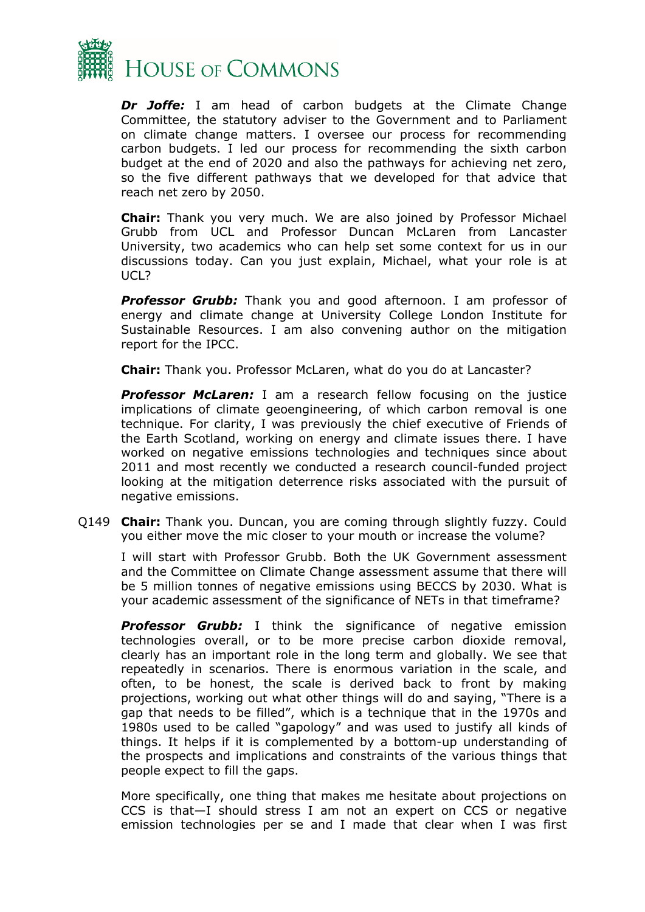***Dr Joffe:*** I am head of carbon budgets at the Climate Change Committee, the statutory adviser to the Government and to Parliament on climate change matters. I oversee our process for recommending carbon budgets. I led our process for recommending the sixth carbon budget at the end of 2020 and also the pathways for achieving net zero, so the five different pathways that we developed for that advice that reach net zero by 2050.

**Chair:** Thank you very much. We are also joined by Professor Michael Grubb from UCL and Professor Duncan McLaren from Lancaster University, two academics who can help set some context for us in our discussions today. Can you just explain, Michael, what your role is at UCL?

***Professor Grubb:*** Thank you and good afternoon. I am professor of energy and climate change at University College London Institute for Sustainable Resources. I am also convening author on the mitigation report for the IPCC.

**Chair:** Thank you. Professor McLaren, what do you do at Lancaster?

***Professor McLaren:*** I am a research fellow focusing on the justice implications of climate geoengineering, of which carbon removal is one technique. For clarity, I was previously the chief executive of Friends of the Earth Scotland, working on energy and climate issues there. I have worked on negative emissions technologies and techniques since about 2011 and most recently we conducted a research council-funded project looking at the mitigation deterrence risks associated with the pursuit of negative emissions.

Q149 **Chair:** Thank you. Duncan, you are coming through slightly fuzzy. Could you either move the mic closer to your mouth or increase the volume?

I will start with Professor Grubb. Both the UK Government assessment and the Committee on Climate Change assessment assume that there will be 5 million tonnes of negative emissions using BECCS by 2030. What is your academic assessment of the significance of NETs in that timeframe?

***Professor Grubb:*** I think the significance of negative emission technologies overall, or to be more precise carbon dioxide removal, clearly has an important role in the long term and globally. We see that repeatedly in scenarios. There is enormous variation in the scale, and often, to be honest, the scale is derived back to front by making projections, working out what other things will do and saying, "There is a gap that needs to be filled", which is a technique that in the 1970s and 1980s used to be called "gapology" and was used to justify all kinds of things. It helps if it is complemented by a bottom-up understanding of the prospects and implications and constraints of the various things that people expect to fill the gaps.

More specifically, one thing that makes me hesitate about projections on CCS is that—I should stress I am not an expert on CCS or negative emission technologies per se and I made that clear when I was first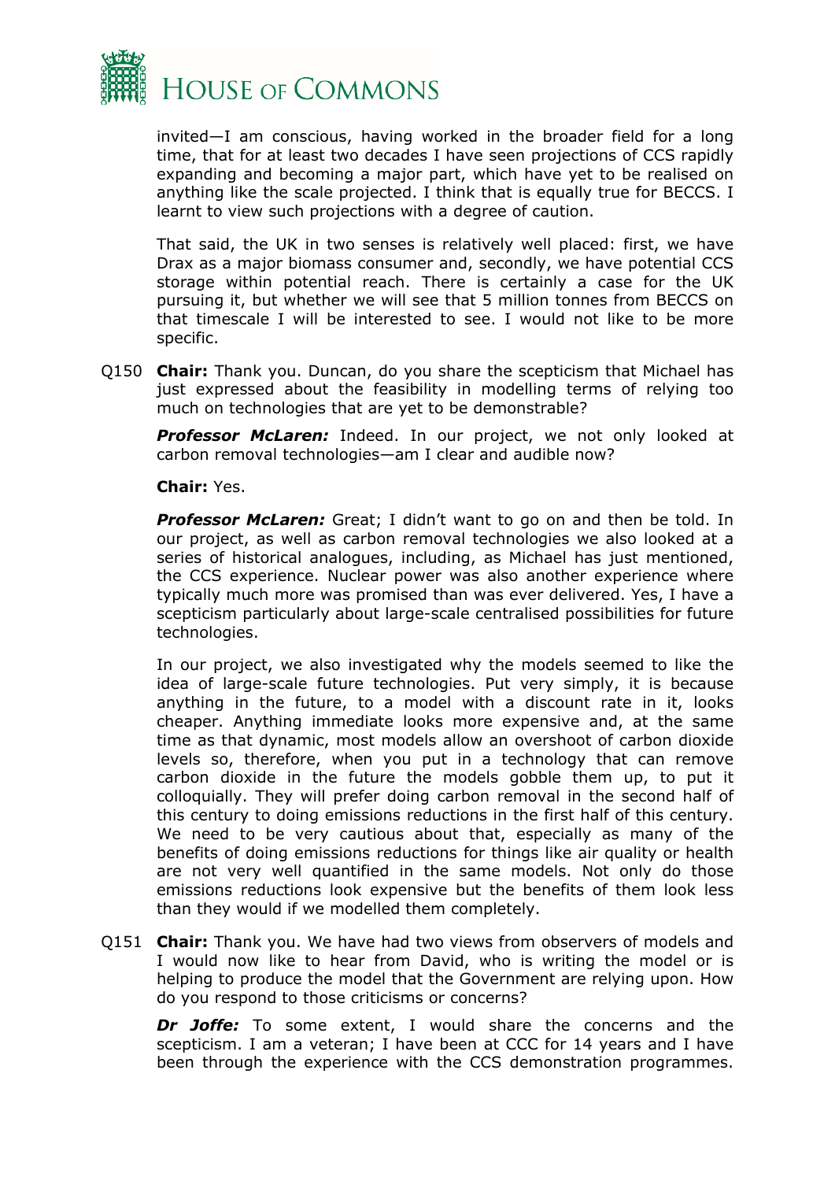invited—I am conscious, having worked in the broader field for a long time, that for at least two decades I have seen projections of CCS rapidly expanding and becoming a major part, which have yet to be realised on anything like the scale projected. I think that is equally true for BECCS. I learnt to view such projections with a degree of caution.

That said, the UK in two senses is relatively well placed: first, we have Drax as a major biomass consumer and, secondly, we have potential CCS storage within potential reach. There is certainly a case for the UK pursuing it, but whether we will see that 5 million tonnes from BECCS on that timescale I will be interested to see. I would not like to be more specific.

Q150 **Chair:** Thank you. Duncan, do you share the scepticism that Michael has just expressed about the feasibility in modelling terms of relying too much on technologies that are yet to be demonstrable?

***Professor McLaren:*** Indeed. In our project, we not only looked at carbon removal technologies—am I clear and audible now?

**Chair:** Yes.

***Professor McLaren:*** Great; I didn't want to go on and then be told. In our project, as well as carbon removal technologies we also looked at a series of historical analogues, including, as Michael has just mentioned, the CCS experience. Nuclear power was also another experience where typically much more was promised than was ever delivered. Yes, I have a scepticism particularly about large-scale centralised possibilities for future technologies.

In our project, we also investigated why the models seemed to like the idea of large-scale future technologies. Put very simply, it is because anything in the future, to a model with a discount rate in it, looks cheaper. Anything immediate looks more expensive and, at the same time as that dynamic, most models allow an overshoot of carbon dioxide levels so, therefore, when you put in a technology that can remove carbon dioxide in the future the models gobble them up, to put it colloquially. They will prefer doing carbon removal in the second half of this century to doing emissions reductions in the first half of this century. We need to be very cautious about that, especially as many of the benefits of doing emissions reductions for things like air quality or health are not very well quantified in the same models. Not only do those emissions reductions look expensive but the benefits of them look less than they would if we modelled them completely.

Q151 **Chair:** Thank you. We have had two views from observers of models and I would now like to hear from David, who is writing the model or is helping to produce the model that the Government are relying upon. How do you respond to those criticisms or concerns?

***Dr Joffe:*** To some extent, I would share the concerns and the scepticism. I am a veteran; I have been at CCC for 14 years and I have been through the experience with the CCS demonstration programmes.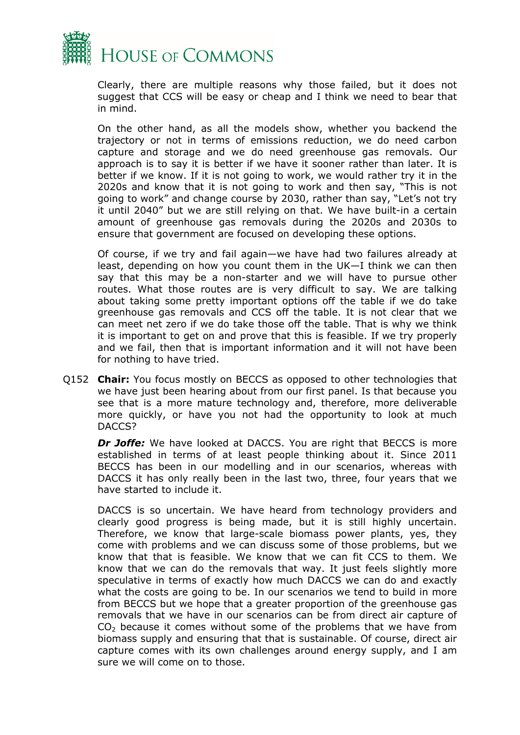Clearly, there are multiple reasons why those failed, but it does not suggest that CCS will be easy or cheap and I think we need to bear that in mind.

On the other hand, as all the models show, whether you backend the trajectory or not in terms of emissions reduction, we do need carbon capture and storage and we do need greenhouse gas removals. Our approach is to say it is better if we have it sooner rather than later. It is better if we know. If it is not going to work, we would rather try it in the 2020s and know that it is not going to work and then say, "This is not going to work" and change course by 2030, rather than say, "Let's not try it until 2040" but we are still relying on that. We have built-in a certain amount of greenhouse gas removals during the 2020s and 2030s to ensure that government are focused on developing these options.

Of course, if we try and fail again—we have had two failures already at least, depending on how you count them in the UK—I think we can then say that this may be a non-starter and we will have to pursue other routes. What those routes are is very difficult to say. We are talking about taking some pretty important options off the table if we do take greenhouse gas removals and CCS off the table. It is not clear that we can meet net zero if we do take those off the table. That is why we think it is important to get on and prove that this is feasible. If we try properly and we fail, then that is important information and it will not have been for nothing to have tried.

Q152 **Chair:** You focus mostly on BECCS as opposed to other technologies that we have just been hearing about from our first panel. Is that because you see that is a more mature technology and, therefore, more deliverable more quickly, or have you not had the opportunity to look at much DACCS?

***Dr Joffe:*** We have looked at DACCS. You are right that BECCS is more established in terms of at least people thinking about it. Since 2011 BECCS has been in our modelling and in our scenarios, whereas with DACCS it has only really been in the last two, three, four years that we have started to include it.

DACCS is so uncertain. We have heard from technology providers and clearly good progress is being made, but it is still highly uncertain. Therefore, we know that large-scale biomass power plants, yes, they come with problems and we can discuss some of those problems, but we know that that is feasible. We know that we can fit CCS to them. We know that we can do the removals that way. It just feels slightly more speculative in terms of exactly how much DACCS we can do and exactly what the costs are going to be. In our scenarios we tend to build in more from BECCS but we hope that a greater proportion of the greenhouse gas removals that we have in our scenarios can be from direct air capture of $CO_2$ because it comes without some of the problems that we have from biomass supply and ensuring that that is sustainable. Of course, direct air capture comes with its own challenges around energy supply, and I am sure we will come on to those.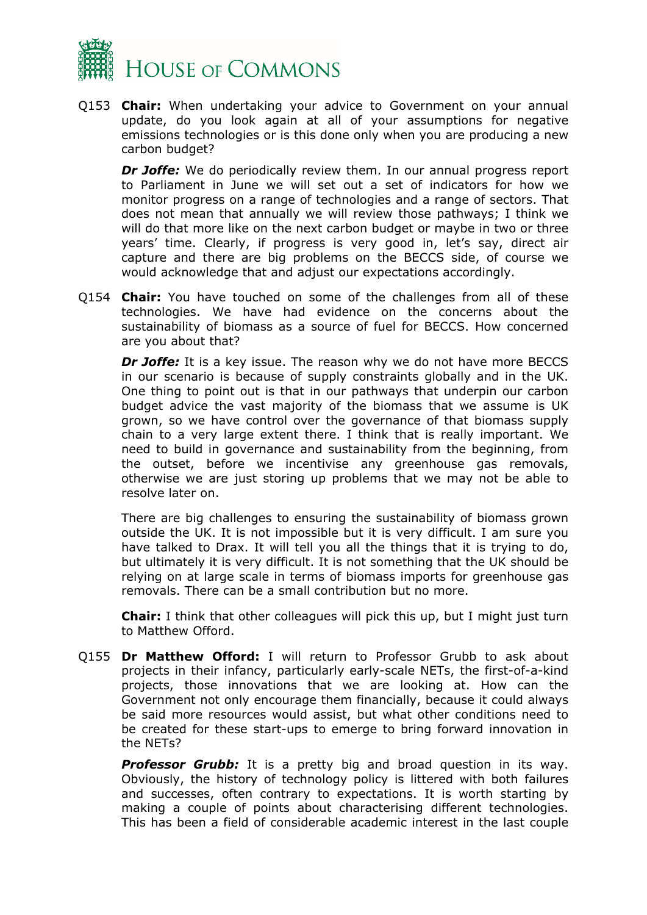Q153 **Chair:** When undertaking your advice to Government on your annual update, do you look again at all of your assumptions for negative emissions technologies or is this done only when you are producing a new carbon budget?

***Dr Joffe:*** We do periodically review them. In our annual progress report to Parliament in June we will set out a set of indicators for how we monitor progress on a range of technologies and a range of sectors. That does not mean that annually we will review those pathways; I think we will do that more like on the next carbon budget or maybe in two or three years' time. Clearly, if progress is very good in, let's say, direct air capture and there are big problems on the BECCS side, of course we would acknowledge that and adjust our expectations accordingly.

Q154 **Chair:** You have touched on some of the challenges from all of these technologies. We have had evidence on the concerns about the sustainability of biomass as a source of fuel for BECCS. How concerned are you about that?

***Dr Joffe:*** It is a key issue. The reason why we do not have more BECCS in our scenario is because of supply constraints globally and in the UK. One thing to point out is that in our pathways that underpin our carbon budget advice the vast majority of the biomass that we assume is UK grown, so we have control over the governance of that biomass supply chain to a very large extent there. I think that is really important. We need to build in governance and sustainability from the beginning, from the outset, before we incentivise any greenhouse gas removals, otherwise we are just storing up problems that we may not be able to resolve later on.

There are big challenges to ensuring the sustainability of biomass grown outside the UK. It is not impossible but it is very difficult. I am sure you have talked to Drax. It will tell you all the things that it is trying to do, but ultimately it is very difficult. It is not something that the UK should be relying on at large scale in terms of biomass imports for greenhouse gas removals. There can be a small contribution but no more.

**Chair:** I think that other colleagues will pick this up, but I might just turn to Matthew Offord.

Q155 **Dr Matthew Offord:** I will return to Professor Grubb to ask about projects in their infancy, particularly early-scale NETs, the first-of-a-kind projects, those innovations that we are looking at. How can the Government not only encourage them financially, because it could always be said more resources would assist, but what other conditions need to be created for these start-ups to emerge to bring forward innovation in the NETs?

***Professor Grubb:*** It is a pretty big and broad question in its way. Obviously, the history of technology policy is littered with both failures and successes, often contrary to expectations. It is worth starting by making a couple of points about characterising different technologies. This has been a field of considerable academic interest in the last couple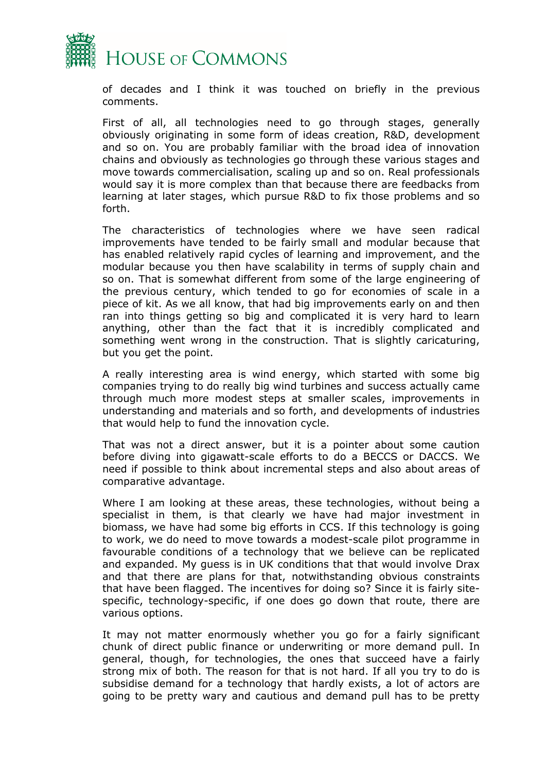of decades and I think it was touched on briefly in the previous comments.

First of all, all technologies need to go through stages, generally obviously originating in some form of ideas creation, R&D, development and so on. You are probably familiar with the broad idea of innovation chains and obviously as technologies go through these various stages and move towards commercialisation, scaling up and so on. Real professionals would say it is more complex than that because there are feedbacks from learning at later stages, which pursue R&D to fix those problems and so forth.

The characteristics of technologies where we have seen radical improvements have tended to be fairly small and modular because that has enabled relatively rapid cycles of learning and improvement, and the modular because you then have scalability in terms of supply chain and so on. That is somewhat different from some of the large engineering of the previous century, which tended to go for economies of scale in a piece of kit. As we all know, that had big improvements early on and then ran into things getting so big and complicated it is very hard to learn anything, other than the fact that it is incredibly complicated and something went wrong in the construction. That is slightly caricaturing, but you get the point.

A really interesting area is wind energy, which started with some big companies trying to do really big wind turbines and success actually came through much more modest steps at smaller scales, improvements in understanding and materials and so forth, and developments of industries that would help to fund the innovation cycle.

That was not a direct answer, but it is a pointer about some caution before diving into gigawatt-scale efforts to do a BECCS or DACCS. We need if possible to think about incremental steps and also about areas of comparative advantage.

Where I am looking at these areas, these technologies, without being a specialist in them, is that clearly we have had major investment in biomass, we have had some big efforts in CCS. If this technology is going to work, we do need to move towards a modest-scale pilot programme in favourable conditions of a technology that we believe can be replicated and expanded. My guess is in UK conditions that that would involve Drax and that there are plans for that, notwithstanding obvious constraints that have been flagged. The incentives for doing so? Since it is fairly site-specific, technology-specific, if one does go down that route, there are various options.

It may not matter enormously whether you go for a fairly significant chunk of direct public finance or underwriting or more demand pull. In general, though, for technologies, the ones that succeed have a fairly strong mix of both. The reason for that is not hard. If all you try to do is subsidise demand for a technology that hardly exists, a lot of actors are going to be pretty wary and cautious and demand pull has to be pretty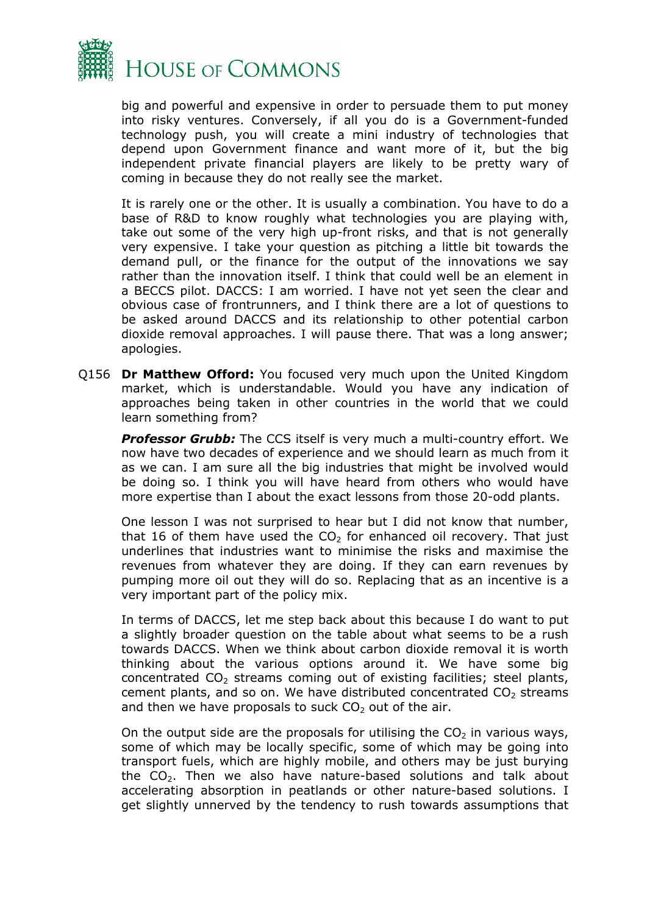big and powerful and expensive in order to persuade them to put money into risky ventures. Conversely, if all you do is a Government-funded technology push, you will create a mini industry of technologies that depend upon Government finance and want more of it, but the big independent private financial players are likely to be pretty wary of coming in because they do not really see the market.

It is rarely one or the other. It is usually a combination. You have to do a base of R&D to know roughly what technologies you are playing with, take out some of the very high up-front risks, and that is not generally very expensive. I take your question as pitching a little bit towards the demand pull, or the finance for the output of the innovations we say rather than the innovation itself. I think that could well be an element in a BECCS pilot. DACCS: I am worried. I have not yet seen the clear and obvious case of frontrunners, and I think there are a lot of questions to be asked around DACCS and its relationship to other potential carbon dioxide removal approaches. I will pause there. That was a long answer; apologies.

Q156 **Dr Matthew Offord:** You focused very much upon the United Kingdom market, which is understandable. Would you have any indication of approaches being taken in other countries in the world that we could learn something from?

***Professor Grubb:*** The CCS itself is very much a multi-country effort. We now have two decades of experience and we should learn as much from it as we can. I am sure all the big industries that might be involved would be doing so. I think you will have heard from others who would have more expertise than I about the exact lessons from those 20-odd plants.

One lesson I was not surprised to hear but I did not know that number, that 16 of them have used the $CO_2$ for enhanced oil recovery. That just underlines that industries want to minimise the risks and maximise the revenues from whatever they are doing. If they can earn revenues by pumping more oil out they will do so. Replacing that as an incentive is a very important part of the policy mix.

In terms of DACCS, let me step back about this because I do want to put a slightly broader question on the table about what seems to be a rush towards DACCS. When we think about carbon dioxide removal it is worth thinking about the various options around it. We have some big concentrated $CO_2$ streams coming out of existing facilities; steel plants, cement plants, and so on. We have distributed concentrated $CO_2$ streams and then we have proposals to suck $CO_2$ out of the air.

On the output side are the proposals for utilising the $CO_2$ in various ways, some of which may be locally specific, some of which may be going into transport fuels, which are highly mobile, and others may be just burying the $CO_2$. Then we also have nature-based solutions and talk about accelerating absorption in peatlands or other nature-based solutions. I get slightly unnerved by the tendency to rush towards assumptions that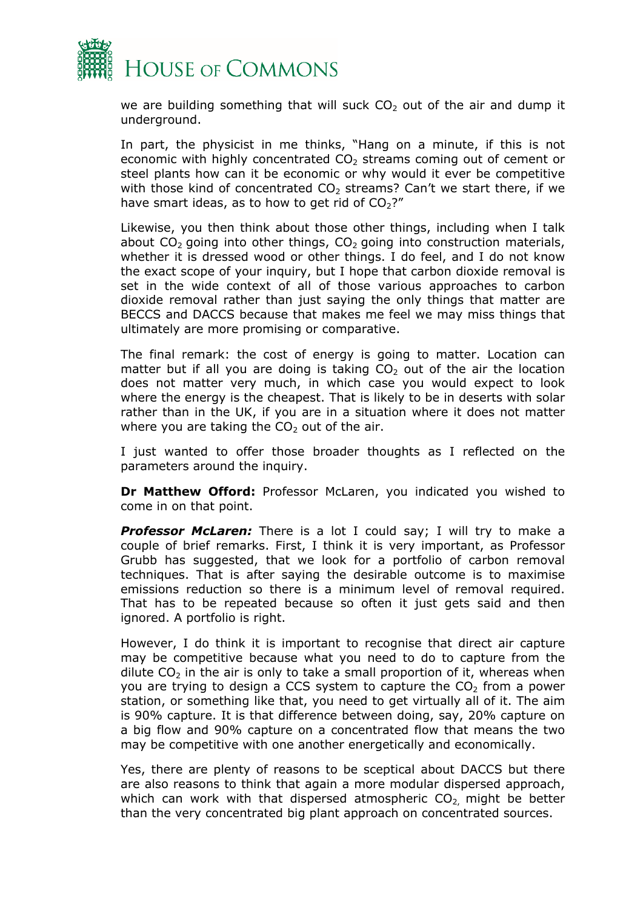we are building something that will suck $CO_2$ out of the air and dump it underground.

In part, the physicist in me thinks, "Hang on a minute, if this is not economic with highly concentrated $CO_2$ streams coming out of cement or steel plants how can it be economic or why would it ever be competitive with those kind of concentrated $CO_2$ streams? Can't we start there, if we have smart ideas, as to how to get rid of $CO_2$?"

Likewise, you then think about those other things, including when I talk about $CO_2$ going into other things, $CO_2$ going into construction materials, whether it is dressed wood or other things. I do feel, and I do not know the exact scope of your inquiry, but I hope that carbon dioxide removal is set in the wide context of all of those various approaches to carbon dioxide removal rather than just saying the only things that matter are BECCS and DACCS because that makes me feel we may miss things that ultimately are more promising or comparative.

The final remark: the cost of energy is going to matter. Location can matter but if all you are doing is taking $CO_2$ out of the air the location does not matter very much, in which case you would expect to look where the energy is the cheapest. That is likely to be in deserts with solar rather than in the UK, if you are in a situation where it does not matter where you are taking the $CO_2$ out of the air.

I just wanted to offer those broader thoughts as I reflected on the parameters around the inquiry.

**Dr Matthew Offord:** Professor McLaren, you indicated you wished to come in on that point.

***Professor McLaren:*** There is a lot I could say; I will try to make a couple of brief remarks. First, I think it is very important, as Professor Grubb has suggested, that we look for a portfolio of carbon removal techniques. That is after saying the desirable outcome is to maximise emissions reduction so there is a minimum level of removal required. That has to be repeated because so often it just gets said and then ignored. A portfolio is right.

However, I do think it is important to recognise that direct air capture may be competitive because what you need to do to capture from the dilute $CO_2$ in the air is only to take a small proportion of it, whereas when you are trying to design a CCS system to capture the $CO_2$ from a power station, or something like that, you need to get virtually all of it. The aim is 90% capture. It is that difference between doing, say, 20% capture on a big flow and 90% capture on a concentrated flow that means the two may be competitive with one another energetically and economically.

Yes, there are plenty of reasons to be sceptical about DACCS but there are also reasons to think that again a more modular dispersed approach, which can work with that dispersed atmospheric $CO_2$, might be better than the very concentrated big plant approach on concentrated sources.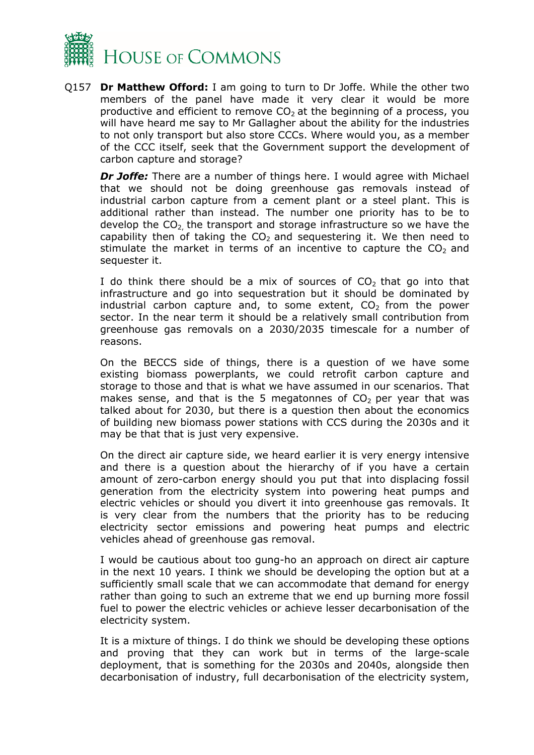Q157 **Dr Matthew Offord:** I am going to turn to Dr Joffe. While the other two members of the panel have made it very clear it would be more productive and efficient to remove $CO_2$ at the beginning of a process, you will have heard me say to Mr Gallagher about the ability for the industries to not only transport but also store CCCs. Where would you, as a member of the CCC itself, seek that the Government support the development of carbon capture and storage?

***Dr Joffe:*** There are a number of things here. I would agree with Michael that we should not be doing greenhouse gas removals instead of industrial carbon capture from a cement plant or a steel plant. This is additional rather than instead. The number one priority has to be to develop the $CO_2$, the transport and storage infrastructure so we have the capability then of taking the $CO_2$ and sequestering it. We then need to stimulate the market in terms of an incentive to capture the $CO_2$ and sequester it.

I do think there should be a mix of sources of $CO_2$ that go into that infrastructure and go into sequestration but it should be dominated by industrial carbon capture and, to some extent, $CO_2$ from the power sector. In the near term it should be a relatively small contribution from greenhouse gas removals on a 2030/2035 timescale for a number of reasons.

On the BECCS side of things, there is a question of we have some existing biomass powerplants, we could retrofit carbon capture and storage to those and that is what we have assumed in our scenarios. That makes sense, and that is the 5 megatonnes of $CO_2$ per year that was talked about for 2030, but there is a question then about the economics of building new biomass power stations with CCS during the 2030s and it may be that that is just very expensive.

On the direct air capture side, we heard earlier it is very energy intensive and there is a question about the hierarchy of if you have a certain amount of zero-carbon energy should you put that into displacing fossil generation from the electricity system into powering heat pumps and electric vehicles or should you divert it into greenhouse gas removals. It is very clear from the numbers that the priority has to be reducing electricity sector emissions and powering heat pumps and electric vehicles ahead of greenhouse gas removal.

I would be cautious about too gung-ho an approach on direct air capture in the next 10 years. I think we should be developing the option but at a sufficiently small scale that we can accommodate that demand for energy rather than going to such an extreme that we end up burning more fossil fuel to power the electric vehicles or achieve lesser decarbonisation of the electricity system.

It is a mixture of things. I do think we should be developing these options and proving that they can work but in terms of the large-scale deployment, that is something for the 2030s and 2040s, alongside then decarbonisation of industry, full decarbonisation of the electricity system,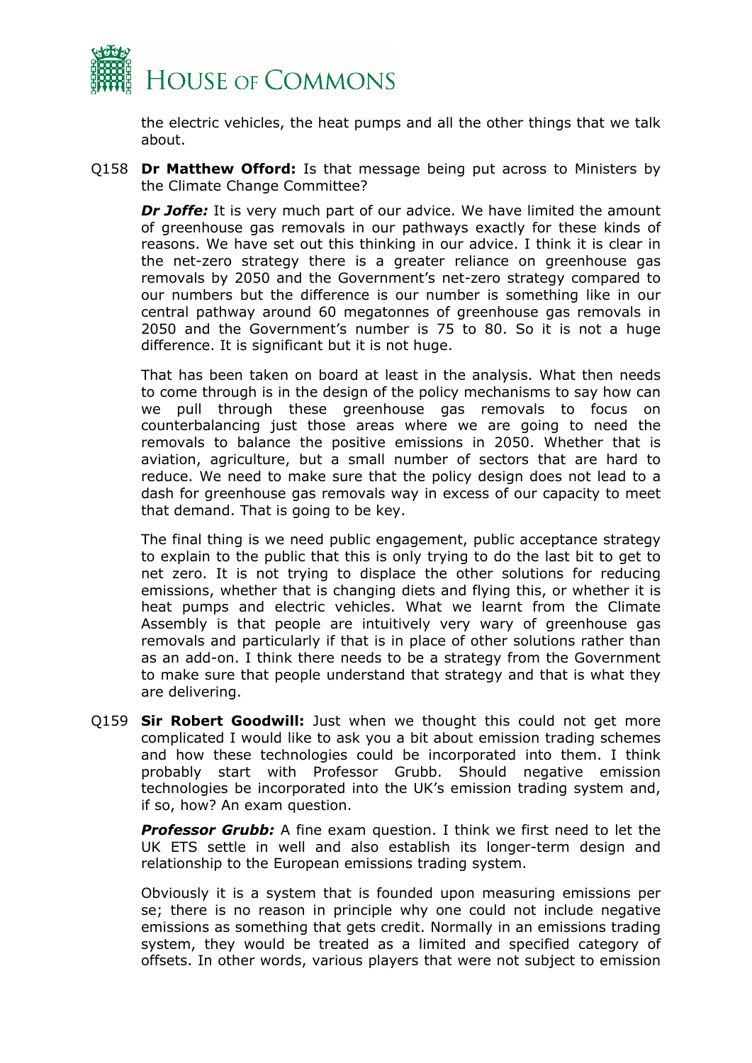the electric vehicles, the heat pumps and all the other things that we talk about.

Q158 **Dr Matthew Offord:** Is that message being put across to Ministers by the Climate Change Committee?

***Dr Joffe:*** It is very much part of our advice. We have limited the amount of greenhouse gas removals in our pathways exactly for these kinds of reasons. We have set out this thinking in our advice. I think it is clear in the net-zero strategy there is a greater reliance on greenhouse gas removals by 2050 and the Government's net-zero strategy compared to our numbers but the difference is our number is something like in our central pathway around 60 megatonnes of greenhouse gas removals in 2050 and the Government's number is 75 to 80. So it is not a huge difference. It is significant but it is not huge.

That has been taken on board at least in the analysis. What then needs to come through is in the design of the policy mechanisms to say how can we pull through these greenhouse gas removals to focus on counterbalancing just those areas where we are going to need the removals to balance the positive emissions in 2050. Whether that is aviation, agriculture, but a small number of sectors that are hard to reduce. We need to make sure that the policy design does not lead to a dash for greenhouse gas removals way in excess of our capacity to meet that demand. That is going to be key.

The final thing is we need public engagement, public acceptance strategy to explain to the public that this is only trying to do the last bit to get to net zero. It is not trying to displace the other solutions for reducing emissions, whether that is changing diets and flying this, or whether it is heat pumps and electric vehicles. What we learnt from the Climate Assembly is that people are intuitively very wary of greenhouse gas removals and particularly if that is in place of other solutions rather than as an add-on. I think there needs to be a strategy from the Government to make sure that people understand that strategy and that is what they are delivering.

Q159 **Sir Robert Goodwill:** Just when we thought this could not get more complicated I would like to ask you a bit about emission trading schemes and how these technologies could be incorporated into them. I think probably start with Professor Grubb. Should negative emission technologies be incorporated into the UK's emission trading system and, if so, how? An exam question.

***Professor Grubb:*** A fine exam question. I think we first need to let the UK ETS settle in well and also establish its longer-term design and relationship to the European emissions trading system.

Obviously it is a system that is founded upon measuring emissions per se; there is no reason in principle why one could not include negative emissions as something that gets credit. Normally in an emissions trading system, they would be treated as a limited and specified category of offsets. In other words, various players that were not subject to emission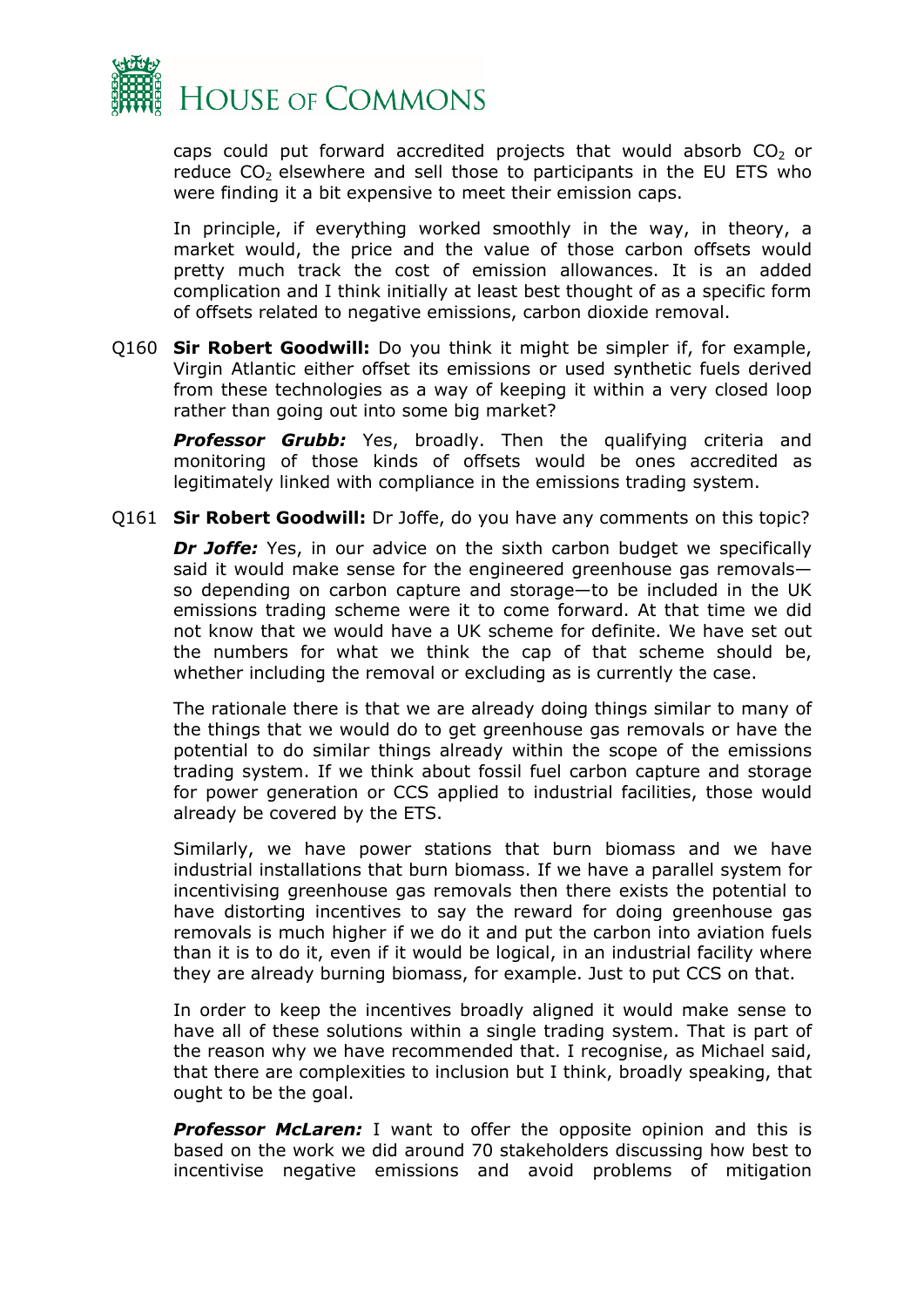caps could put forward accredited projects that would absorb $CO_2$ or reduce $CO_2$ elsewhere and sell those to participants in the EU ETS who were finding it a bit expensive to meet their emission caps.

In principle, if everything worked smoothly in the way, in theory, a market would, the price and the value of those carbon offsets would pretty much track the cost of emission allowances. It is an added complication and I think initially at least best thought of as a specific form of offsets related to negative emissions, carbon dioxide removal.

Q160 **Sir Robert Goodwill:** Do you think it might be simpler if, for example, Virgin Atlantic either offset its emissions or used synthetic fuels derived from these technologies as a way of keeping it within a very closed loop rather than going out into some big market?

***Professor Grubb:*** Yes, broadly. Then the qualifying criteria and monitoring of those kinds of offsets would be ones accredited as legitimately linked with compliance in the emissions trading system.

Q161 **Sir Robert Goodwill:** Dr Joffe, do you have any comments on this topic?

***Dr Joffe:*** Yes, in our advice on the sixth carbon budget we specifically said it would make sense for the engineered greenhouse gas removals—so depending on carbon capture and storage—to be included in the UK emissions trading scheme were it to come forward. At that time we did not know that we would have a UK scheme for definite. We have set out the numbers for what we think the cap of that scheme should be, whether including the removal or excluding as is currently the case.

The rationale there is that we are already doing things similar to many of the things that we would do to get greenhouse gas removals or have the potential to do similar things already within the scope of the emissions trading system. If we think about fossil fuel carbon capture and storage for power generation or CCS applied to industrial facilities, those would already be covered by the ETS.

Similarly, we have power stations that burn biomass and we have industrial installations that burn biomass. If we have a parallel system for incentivising greenhouse gas removals then there exists the potential to have distorting incentives to say the reward for doing greenhouse gas removals is much higher if we do it and put the carbon into aviation fuels than it is to do it, even if it would be logical, in an industrial facility where they are already burning biomass, for example. Just to put CCS on that.

In order to keep the incentives broadly aligned it would make sense to have all of these solutions within a single trading system. That is part of the reason why we have recommended that. I recognise, as Michael said, that there are complexities to inclusion but I think, broadly speaking, that ought to be the goal.

***Professor McLaren:*** I want to offer the opposite opinion and this is based on the work we did around 70 stakeholders discussing how best to incentivise negative emissions and avoid problems of mitigation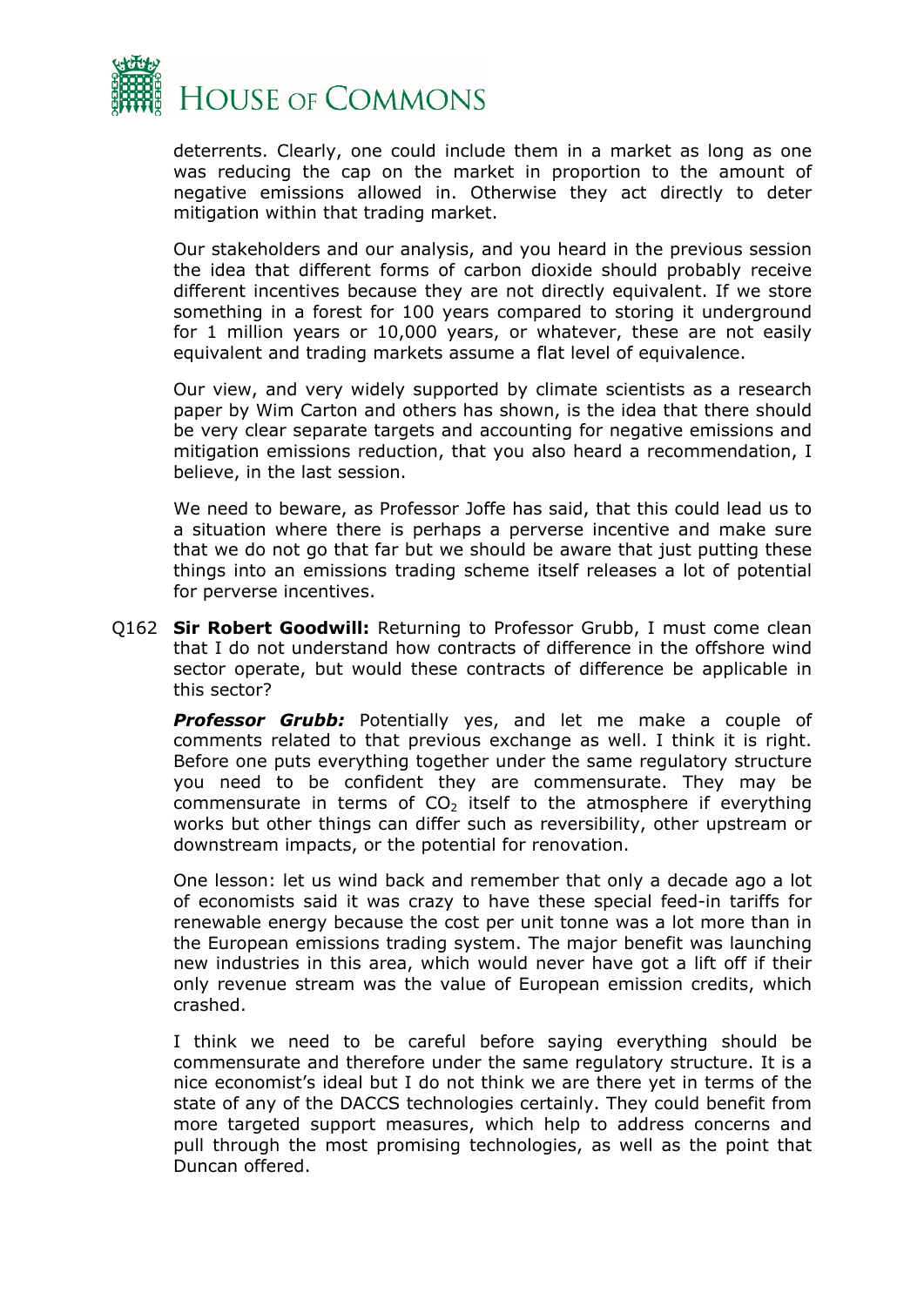deterrents. Clearly, one could include them in a market as long as one was reducing the cap on the market in proportion to the amount of negative emissions allowed in. Otherwise they act directly to deter mitigation within that trading market.

Our stakeholders and our analysis, and you heard in the previous session the idea that different forms of carbon dioxide should probably receive different incentives because they are not directly equivalent. If we store something in a forest for 100 years compared to storing it underground for 1 million years or 10,000 years, or whatever, these are not easily equivalent and trading markets assume a flat level of equivalence.

Our view, and very widely supported by climate scientists as a research paper by Wim Carton and others has shown, is the idea that there should be very clear separate targets and accounting for negative emissions and mitigation emissions reduction, that you also heard a recommendation, I believe, in the last session.

We need to beware, as Professor Joffe has said, that this could lead us to a situation where there is perhaps a perverse incentive and make sure that we do not go that far but we should be aware that just putting these things into an emissions trading scheme itself releases a lot of potential for perverse incentives.

Q162 **Sir Robert Goodwill:** Returning to Professor Grubb, I must come clean that I do not understand how contracts of difference in the offshore wind sector operate, but would these contracts of difference be applicable in this sector?

***Professor Grubb:*** Potentially yes, and let me make a couple of comments related to that previous exchange as well. I think it is right. Before one puts everything together under the same regulatory structure you need to be confident they are commensurate. They may be commensurate in terms of $CO_2$ itself to the atmosphere if everything works but other things can differ such as reversibility, other upstream or downstream impacts, or the potential for renovation.

One lesson: let us wind back and remember that only a decade ago a lot of economists said it was crazy to have these special feed-in tariffs for renewable energy because the cost per unit tonne was a lot more than in the European emissions trading system. The major benefit was launching new industries in this area, which would never have got a lift off if their only revenue stream was the value of European emission credits, which crashed.

I think we need to be careful before saying everything should be commensurate and therefore under the same regulatory structure. It is a nice economist's ideal but I do not think we are there yet in terms of the state of any of the DACCS technologies certainly. They could benefit from more targeted support measures, which help to address concerns and pull through the most promising technologies, as well as the point that Duncan offered.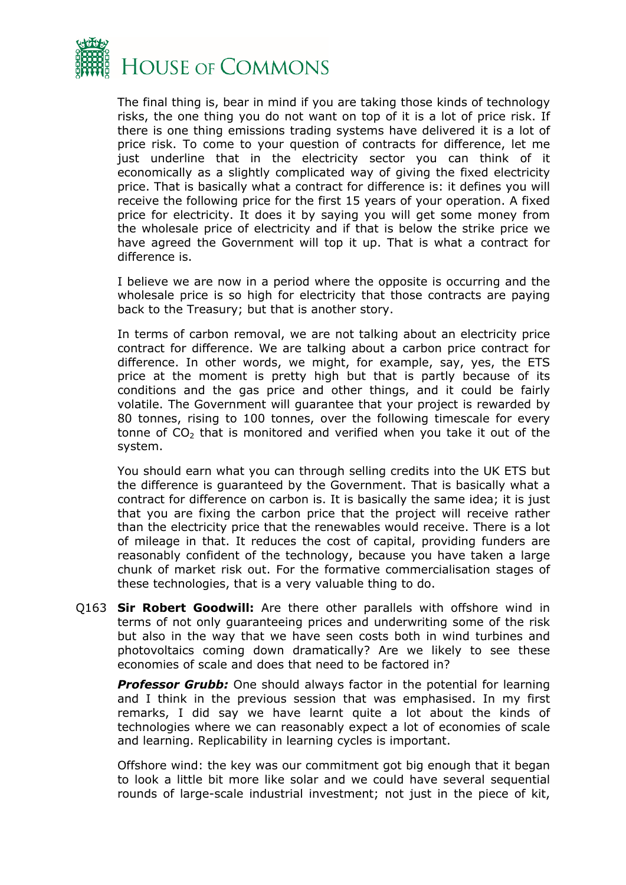The final thing is, bear in mind if you are taking those kinds of technology risks, the one thing you do not want on top of it is a lot of price risk. If there is one thing emissions trading systems have delivered it is a lot of price risk. To come to your question of contracts for difference, let me just underline that in the electricity sector you can think of it economically as a slightly complicated way of giving the fixed electricity price. That is basically what a contract for difference is: it defines you will receive the following price for the first 15 years of your operation. A fixed price for electricity. It does it by saying you will get some money from the wholesale price of electricity and if that is below the strike price we have agreed the Government will top it up. That is what a contract for difference is.

I believe we are now in a period where the opposite is occurring and the wholesale price is so high for electricity that those contracts are paying back to the Treasury; but that is another story.

In terms of carbon removal, we are not talking about an electricity price contract for difference. We are talking about a carbon price contract for difference. In other words, we might, for example, say, yes, the ETS price at the moment is pretty high but that is partly because of its conditions and the gas price and other things, and it could be fairly volatile. The Government will guarantee that your project is rewarded by 80 tonnes, rising to 100 tonnes, over the following timescale for every tonne of $CO_2$ that is monitored and verified when you take it out of the system.

You should earn what you can through selling credits into the UK ETS but the difference is guaranteed by the Government. That is basically what a contract for difference on carbon is. It is basically the same idea; it is just that you are fixing the carbon price that the project will receive rather than the electricity price that the renewables would receive. There is a lot of mileage in that. It reduces the cost of capital, providing funders are reasonably confident of the technology, because you have taken a large chunk of market risk out. For the formative commercialisation stages of these technologies, that is a very valuable thing to do.

Q163 **Sir Robert Goodwill:** Are there other parallels with offshore wind in terms of not only guaranteeing prices and underwriting some of the risk but also in the way that we have seen costs both in wind turbines and photovoltaics coming down dramatically? Are we likely to see these economies of scale and does that need to be factored in?

***Professor Grubb:*** One should always factor in the potential for learning and I think in the previous session that was emphasised. In my first remarks, I did say we have learnt quite a lot about the kinds of technologies where we can reasonably expect a lot of economies of scale and learning. Replicability in learning cycles is important.

Offshore wind: the key was our commitment got big enough that it began to look a little bit more like solar and we could have several sequential rounds of large-scale industrial investment; not just in the piece of kit,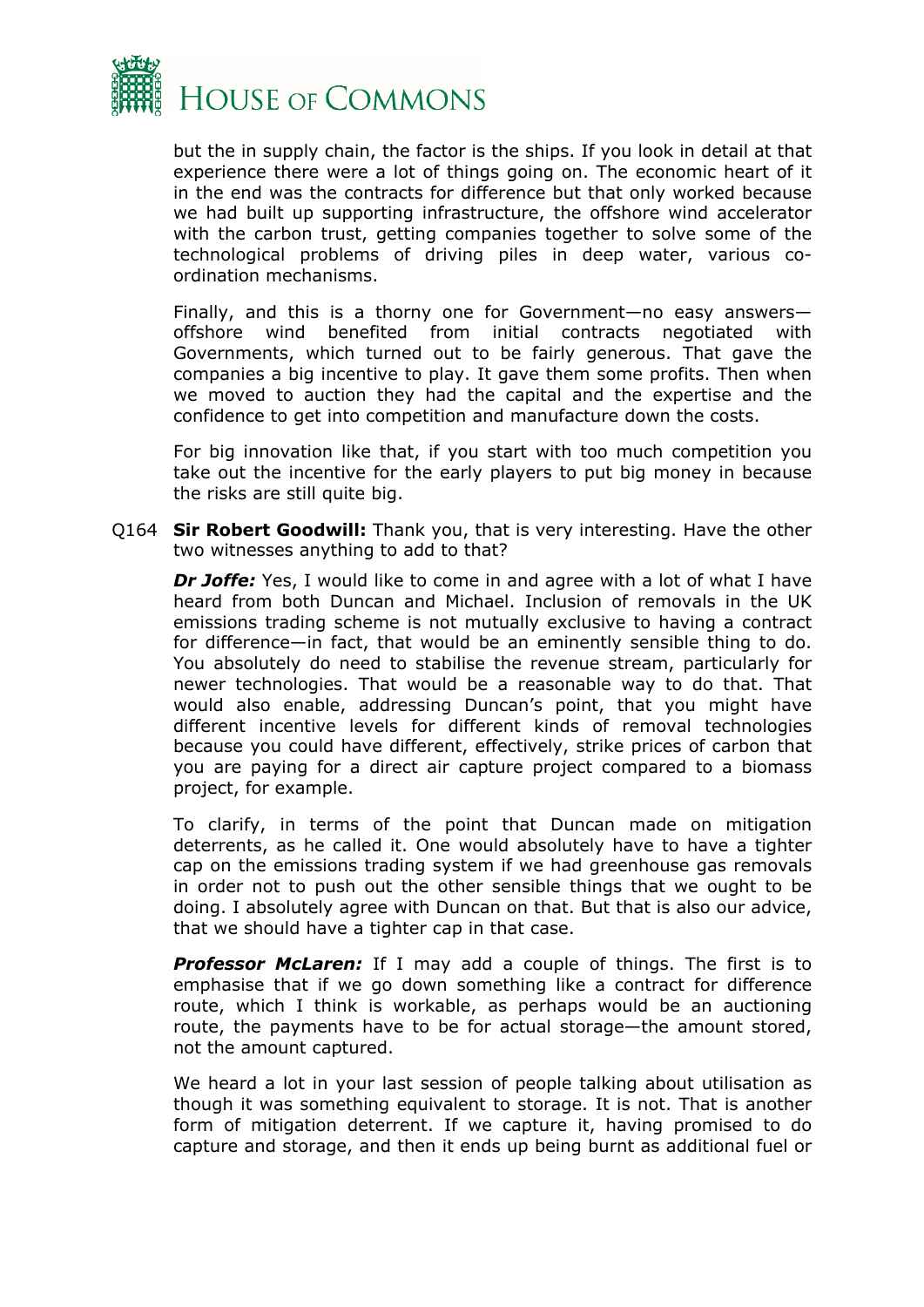but the in supply chain, the factor is the ships. If you look in detail at that experience there were a lot of things going on. The economic heart of it in the end was the contracts for difference but that only worked because we had built up supporting infrastructure, the offshore wind accelerator with the carbon trust, getting companies together to solve some of the technological problems of driving piles in deep water, various co-ordination mechanisms.

Finally, and this is a thorny one for Government—no easy answers—offshore wind benefited from initial contracts negotiated with Governments, which turned out to be fairly generous. That gave the companies a big incentive to play. It gave them some profits. Then when we moved to auction they had the capital and the expertise and the confidence to get into competition and manufacture down the costs.

For big innovation like that, if you start with too much competition you take out the incentive for the early players to put big money in because the risks are still quite big.

Q164 **Sir Robert Goodwill:** Thank you, that is very interesting. Have the other two witnesses anything to add to that?

***Dr Joffe:*** Yes, I would like to come in and agree with a lot of what I have heard from both Duncan and Michael. Inclusion of removals in the UK emissions trading scheme is not mutually exclusive to having a contract for difference—in fact, that would be an eminently sensible thing to do. You absolutely do need to stabilise the revenue stream, particularly for newer technologies. That would be a reasonable way to do that. That would also enable, addressing Duncan's point, that you might have different incentive levels for different kinds of removal technologies because you could have different, effectively, strike prices of carbon that you are paying for a direct air capture project compared to a biomass project, for example.

To clarify, in terms of the point that Duncan made on mitigation deterrents, as he called it. One would absolutely have to have a tighter cap on the emissions trading system if we had greenhouse gas removals in order not to push out the other sensible things that we ought to be doing. I absolutely agree with Duncan on that. But that is also our advice, that we should have a tighter cap in that case.

***Professor McLaren:*** If I may add a couple of things. The first is to emphasise that if we go down something like a contract for difference route, which I think is workable, as perhaps would be an auctioning route, the payments have to be for actual storage—the amount stored, not the amount captured.

We heard a lot in your last session of people talking about utilisation as though it was something equivalent to storage. It is not. That is another form of mitigation deterrent. If we capture it, having promised to do capture and storage, and then it ends up being burnt as additional fuel or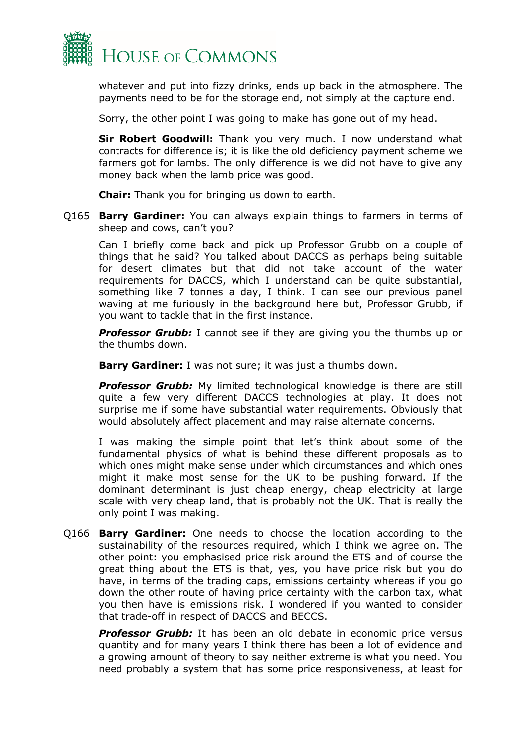whatever and put into fizzy drinks, ends up back in the atmosphere. The payments need to be for the storage end, not simply at the capture end.

Sorry, the other point I was going to make has gone out of my head.

**Sir Robert Goodwill:** Thank you very much. I now understand what contracts for difference is; it is like the old deficiency payment scheme we farmers got for lambs. The only difference is we did not have to give any money back when the lamb price was good.

**Chair:** Thank you for bringing us down to earth.

Q165 **Barry Gardiner:** You can always explain things to farmers in terms of sheep and cows, can't you?

Can I briefly come back and pick up Professor Grubb on a couple of things that he said? You talked about DACCS as perhaps being suitable for desert climates but that did not take account of the water requirements for DACCS, which I understand can be quite substantial, something like 7 tonnes a day, I think. I can see our previous panel waving at me furiously in the background here but, Professor Grubb, if you want to tackle that in the first instance.

***Professor Grubb:*** I cannot see if they are giving you the thumbs up or the thumbs down.

**Barry Gardiner:** I was not sure; it was just a thumbs down.

***Professor Grubb:*** My limited technological knowledge is there are still quite a few very different DACCS technologies at play. It does not surprise me if some have substantial water requirements. Obviously that would absolutely affect placement and may raise alternate concerns.

I was making the simple point that let's think about some of the fundamental physics of what is behind these different proposals as to which ones might make sense under which circumstances and which ones might it make most sense for the UK to be pushing forward. If the dominant determinant is just cheap energy, cheap electricity at large scale with very cheap land, that is probably not the UK. That is really the only point I was making.

Q166 **Barry Gardiner:** One needs to choose the location according to the sustainability of the resources required, which I think we agree on. The other point: you emphasised price risk around the ETS and of course the great thing about the ETS is that, yes, you have price risk but you do have, in terms of the trading caps, emissions certainty whereas if you go down the other route of having price certainty with the carbon tax, what you then have is emissions risk. I wondered if you wanted to consider that trade-off in respect of DACCS and BECCS.

***Professor Grubb:*** It has been an old debate in economic price versus quantity and for many years I think there has been a lot of evidence and a growing amount of theory to say neither extreme is what you need. You need probably a system that has some price responsiveness, at least for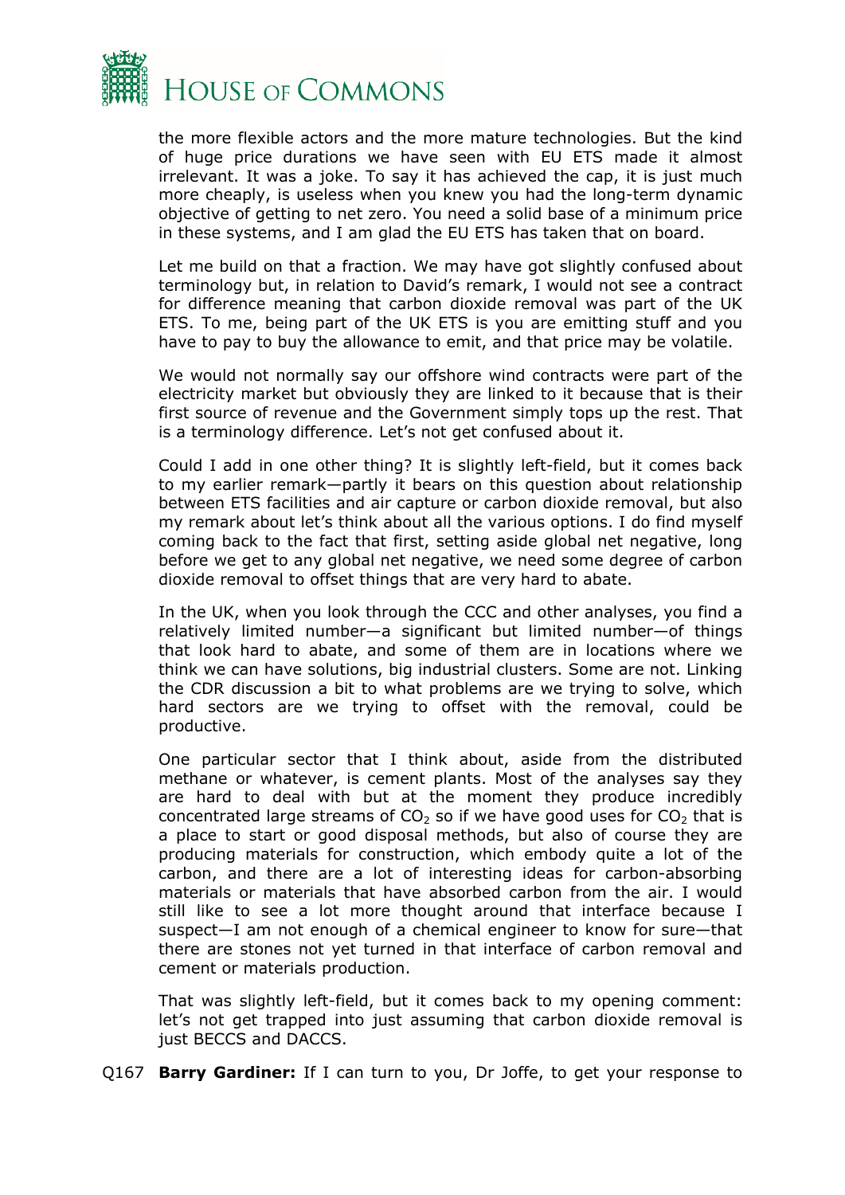the more flexible actors and the more mature technologies. But the kind of huge price durations we have seen with EU ETS made it almost irrelevant. It was a joke. To say it has achieved the cap, it is just much more cheaply, is useless when you knew you had the long-term dynamic objective of getting to net zero. You need a solid base of a minimum price in these systems, and I am glad the EU ETS has taken that on board.

Let me build on that a fraction. We may have got slightly confused about terminology but, in relation to David's remark, I would not see a contract for difference meaning that carbon dioxide removal was part of the UK ETS. To me, being part of the UK ETS is you are emitting stuff and you have to pay to buy the allowance to emit, and that price may be volatile.

We would not normally say our offshore wind contracts were part of the electricity market but obviously they are linked to it because that is their first source of revenue and the Government simply tops up the rest. That is a terminology difference. Let's not get confused about it.

Could I add in one other thing? It is slightly left-field, but it comes back to my earlier remark—partly it bears on this question about relationship between ETS facilities and air capture or carbon dioxide removal, but also my remark about let's think about all the various options. I do find myself coming back to the fact that first, setting aside global net negative, long before we get to any global net negative, we need some degree of carbon dioxide removal to offset things that are very hard to abate.

In the UK, when you look through the CCC and other analyses, you find a relatively limited number—a significant but limited number—of things that look hard to abate, and some of them are in locations where we think we can have solutions, big industrial clusters. Some are not. Linking the CDR discussion a bit to what problems are we trying to solve, which hard sectors are we trying to offset with the removal, could be productive.

One particular sector that I think about, aside from the distributed methane or whatever, is cement plants. Most of the analyses say they are hard to deal with but at the moment they produce incredibly concentrated large streams of $CO_2$ so if we have good uses for $CO_2$ that is a place to start or good disposal methods, but also of course they are producing materials for construction, which embody quite a lot of the carbon, and there are a lot of interesting ideas for carbon-absorbing materials or materials that have absorbed carbon from the air. I would still like to see a lot more thought around that interface because I suspect—I am not enough of a chemical engineer to know for sure—that there are stones not yet turned in that interface of carbon removal and cement or materials production.

That was slightly left-field, but it comes back to my opening comment: let's not get trapped into just assuming that carbon dioxide removal is just BECCS and DACCS.

Q167 **Barry Gardiner:** If I can turn to you, Dr Joffe, to get your response to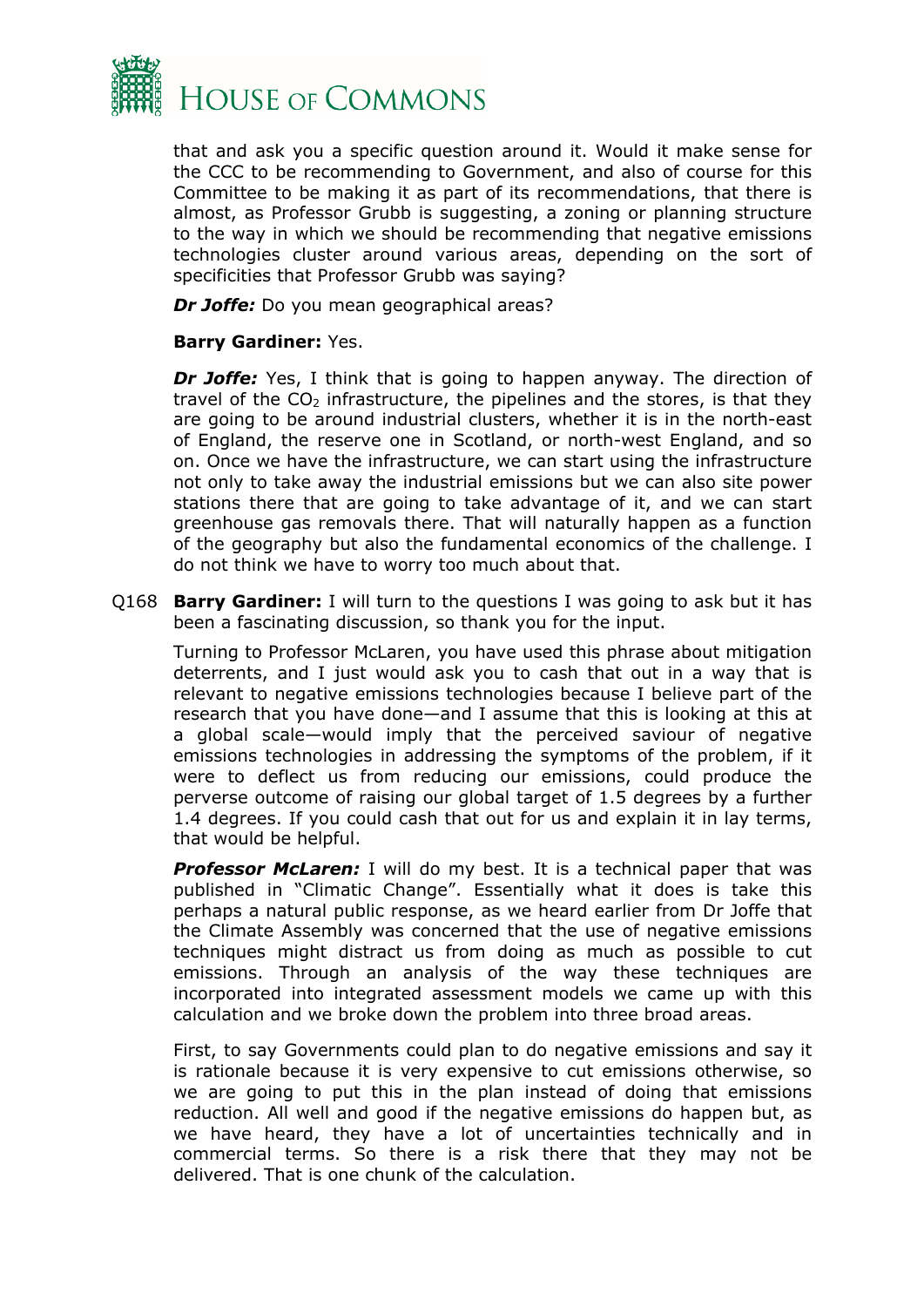that and ask you a specific question around it. Would it make sense for the CCC to be recommending to Government, and also of course for this Committee to be making it as part of its recommendations, that there is almost, as Professor Grubb is suggesting, a zoning or planning structure to the way in which we should be recommending that negative emissions technologies cluster around various areas, depending on the sort of specificities that Professor Grubb was saying?

***Dr Joffe:*** Do you mean geographical areas?

**Barry Gardiner:** Yes.

***Dr Joffe:*** Yes, I think that is going to happen anyway. The direction of travel of the $CO_2$ infrastructure, the pipelines and the stores, is that they are going to be around industrial clusters, whether it is in the north-east of England, the reserve one in Scotland, or north-west England, and so on. Once we have the infrastructure, we can start using the infrastructure not only to take away the industrial emissions but we can also site power stations there that are going to take advantage of it, and we can start greenhouse gas removals there. That will naturally happen as a function of the geography but also the fundamental economics of the challenge. I do not think we have to worry too much about that.

Q168 **Barry Gardiner:** I will turn to the questions I was going to ask but it has been a fascinating discussion, so thank you for the input.

Turning to Professor McLaren, you have used this phrase about mitigation deterrents, and I just would ask you to cash that out in a way that is relevant to negative emissions technologies because I believe part of the research that you have done—and I assume that this is looking at this at a global scale—would imply that the perceived saviour of negative emissions technologies in addressing the symptoms of the problem, if it were to deflect us from reducing our emissions, could produce the perverse outcome of raising our global target of 1.5 degrees by a further 1.4 degrees. If you could cash that out for us and explain it in lay terms, that would be helpful.

***Professor McLaren:*** I will do my best. It is a technical paper that was published in "Climatic Change". Essentially what it does is take this perhaps a natural public response, as we heard earlier from Dr Joffe that the Climate Assembly was concerned that the use of negative emissions techniques might distract us from doing as much as possible to cut emissions. Through an analysis of the way these techniques are incorporated into integrated assessment models we came up with this calculation and we broke down the problem into three broad areas.

First, to say Governments could plan to do negative emissions and say it is rationale because it is very expensive to cut emissions otherwise, so we are going to put this in the plan instead of doing that emissions reduction. All well and good if the negative emissions do happen but, as we have heard, they have a lot of uncertainties technically and in commercial terms. So there is a risk there that they may not be delivered. That is one chunk of the calculation.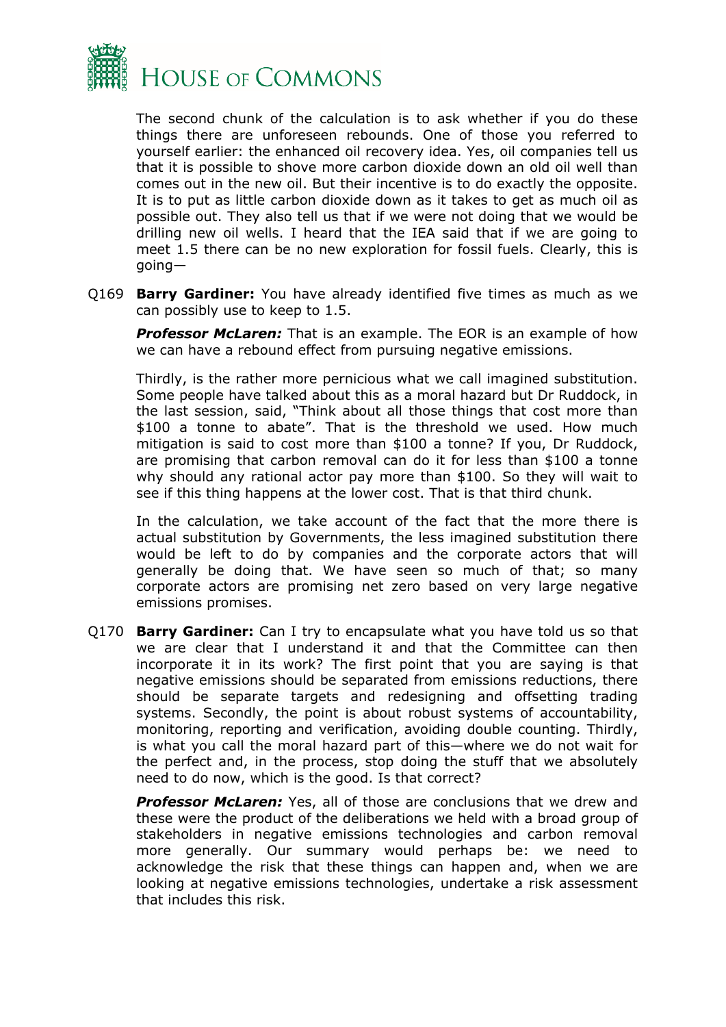The second chunk of the calculation is to ask whether if you do these things there are unforeseen rebounds. One of those you referred to yourself earlier: the enhanced oil recovery idea. Yes, oil companies tell us that it is possible to shove more carbon dioxide down an old oil well than comes out in the new oil. But their incentive is to do exactly the opposite. It is to put as little carbon dioxide down as it takes to get as much oil as possible out. They also tell us that if we were not doing that we would be drilling new oil wells. I heard that the IEA said that if we are going to meet 1.5 there can be no new exploration for fossil fuels. Clearly, this is going—

Q169 **Barry Gardiner:** You have already identified five times as much as we can possibly use to keep to 1.5.

***Professor McLaren:*** That is an example. The EOR is an example of how we can have a rebound effect from pursuing negative emissions.

Thirdly, is the rather more pernicious what we call imagined substitution. Some people have talked about this as a moral hazard but Dr Ruddock, in the last session, said, "Think about all those things that cost more than $100 a tonne to abate". That is the threshold we used. How much mitigation is said to cost more than $100 a tonne? If you, Dr Ruddock, are promising that carbon removal can do it for less than $100 a tonne why should any rational actor pay more than $100. So they will wait to see if this thing happens at the lower cost. That is that third chunk.

In the calculation, we take account of the fact that the more there is actual substitution by Governments, the less imagined substitution there would be left to do by companies and the corporate actors that will generally be doing that. We have seen so much of that; so many corporate actors are promising net zero based on very large negative emissions promises.

Q170 **Barry Gardiner:** Can I try to encapsulate what you have told us so that we are clear that I understand it and that the Committee can then incorporate it in its work? The first point that you are saying is that negative emissions should be separated from emissions reductions, there should be separate targets and redesigning and offsetting trading systems. Secondly, the point is about robust systems of accountability, monitoring, reporting and verification, avoiding double counting. Thirdly, is what you call the moral hazard part of this—where we do not wait for the perfect and, in the process, stop doing the stuff that we absolutely need to do now, which is the good. Is that correct?

***Professor McLaren:*** Yes, all of those are conclusions that we drew and these were the product of the deliberations we held with a broad group of stakeholders in negative emissions technologies and carbon removal more generally. Our summary would perhaps be: we need to acknowledge the risk that these things can happen and, when we are looking at negative emissions technologies, undertake a risk assessment that includes this risk.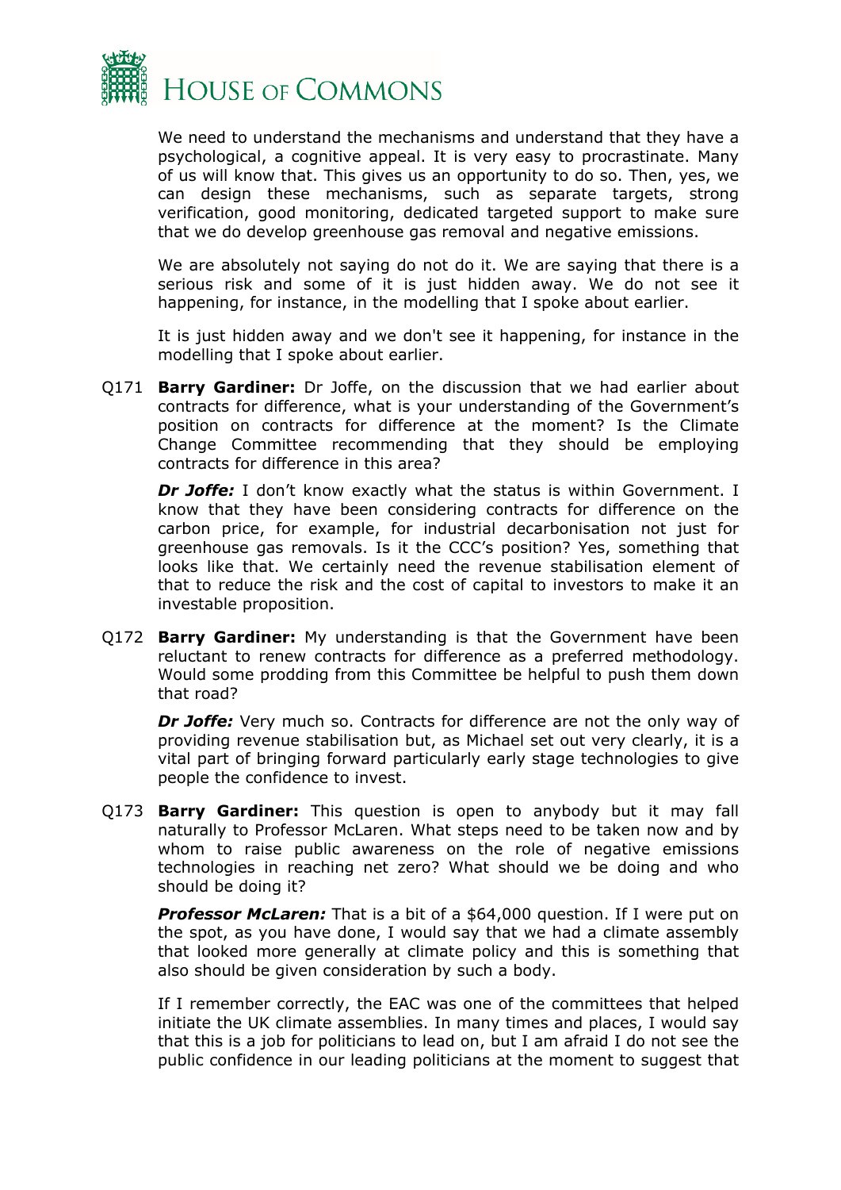We need to understand the mechanisms and understand that they have a psychological, a cognitive appeal. It is very easy to procrastinate. Many of us will know that. This gives us an opportunity to do so. Then, yes, we can design these mechanisms, such as separate targets, strong verification, good monitoring, dedicated targeted support to make sure that we do develop greenhouse gas removal and negative emissions.

We are absolutely not saying do not do it. We are saying that there is a serious risk and some of it is just hidden away. We do not see it happening, for instance, in the modelling that I spoke about earlier.

It is just hidden away and we don't see it happening, for instance in the modelling that I spoke about earlier.

Q171 **Barry Gardiner:** Dr Joffe, on the discussion that we had earlier about contracts for difference, what is your understanding of the Government's position on contracts for difference at the moment? Is the Climate Change Committee recommending that they should be employing contracts for difference in this area?

***Dr Joffe:*** I don't know exactly what the status is within Government. I know that they have been considering contracts for difference on the carbon price, for example, for industrial decarbonisation not just for greenhouse gas removals. Is it the CCC's position? Yes, something that looks like that. We certainly need the revenue stabilisation element of that to reduce the risk and the cost of capital to investors to make it an investable proposition.

Q172 **Barry Gardiner:** My understanding is that the Government have been reluctant to renew contracts for difference as a preferred methodology. Would some prodding from this Committee be helpful to push them down that road?

***Dr Joffe:*** Very much so. Contracts for difference are not the only way of providing revenue stabilisation but, as Michael set out very clearly, it is a vital part of bringing forward particularly early stage technologies to give people the confidence to invest.

Q173 **Barry Gardiner:** This question is open to anybody but it may fall naturally to Professor McLaren. What steps need to be taken now and by whom to raise public awareness on the role of negative emissions technologies in reaching net zero? What should we be doing and who should be doing it?

***Professor McLaren:*** That is a bit of a $64,000 question. If I were put on the spot, as you have done, I would say that we had a climate assembly that looked more generally at climate policy and this is something that also should be given consideration by such a body.

If I remember correctly, the EAC was one of the committees that helped initiate the UK climate assemblies. In many times and places, I would say that this is a job for politicians to lead on, but I am afraid I do not see the public confidence in our leading politicians at the moment to suggest that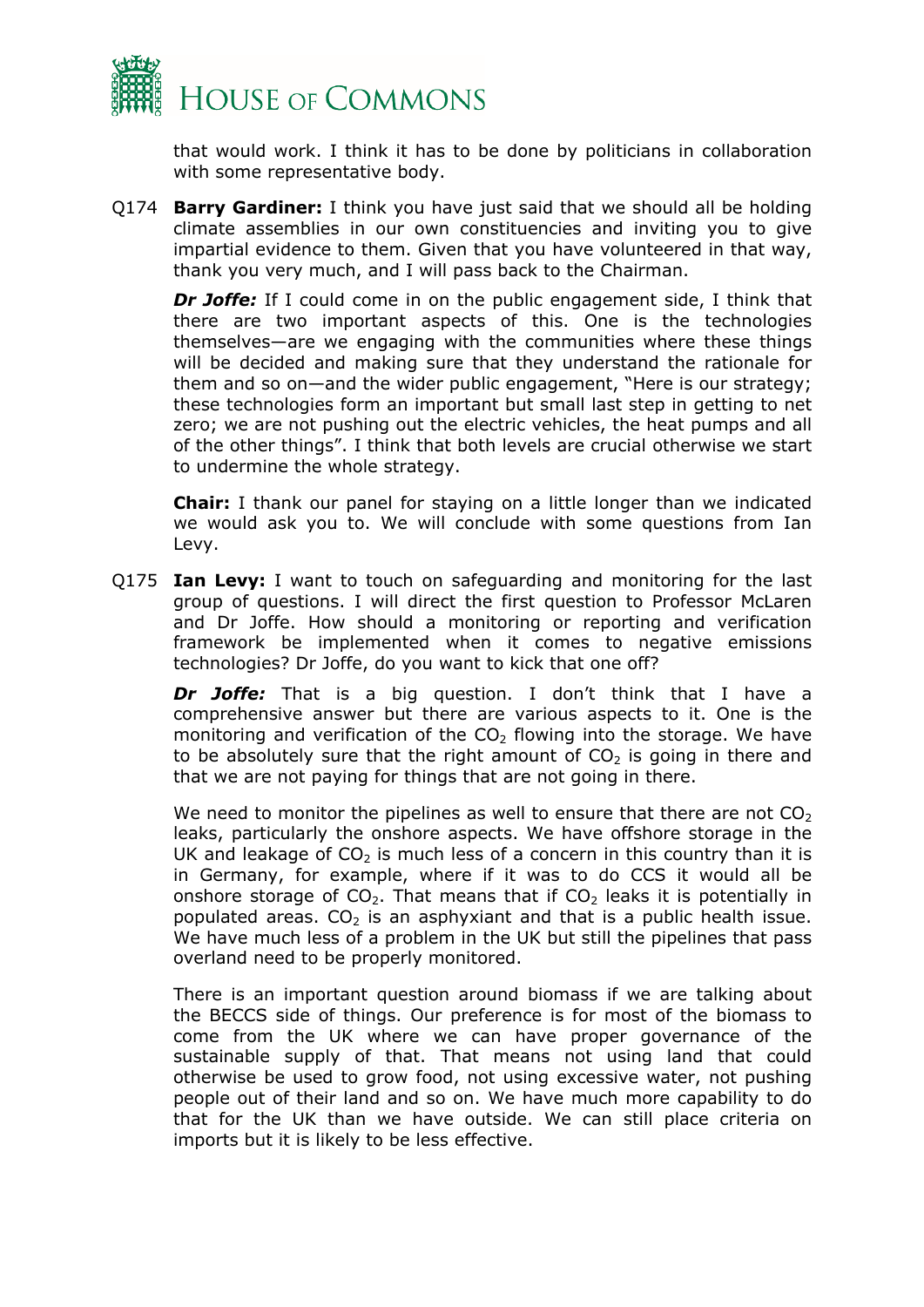that would work. I think it has to be done by politicians in collaboration with some representative body.

Q174 **Barry Gardiner:** I think you have just said that we should all be holding climate assemblies in our own constituencies and inviting you to give impartial evidence to them. Given that you have volunteered in that way, thank you very much, and I will pass back to the Chairman.

***Dr Joffe:*** If I could come in on the public engagement side, I think that there are two important aspects of this. One is the technologies themselves—are we engaging with the communities where these things will be decided and making sure that they understand the rationale for them and so on—and the wider public engagement, "Here is our strategy; these technologies form an important but small last step in getting to net zero; we are not pushing out the electric vehicles, the heat pumps and all of the other things". I think that both levels are crucial otherwise we start to undermine the whole strategy.

**Chair:** I thank our panel for staying on a little longer than we indicated we would ask you to. We will conclude with some questions from Ian Levy.

Q175 **Ian Levy:** I want to touch on safeguarding and monitoring for the last group of questions. I will direct the first question to Professor McLaren and Dr Joffe. How should a monitoring or reporting and verification framework be implemented when it comes to negative emissions technologies? Dr Joffe, do you want to kick that one off?

***Dr Joffe:*** That is a big question. I don't think that I have a comprehensive answer but there are various aspects to it. One is the monitoring and verification of the $CO_2$ flowing into the storage. We have to be absolutely sure that the right amount of $CO_2$ is going in there and that we are not paying for things that are not going in there.

We need to monitor the pipelines as well to ensure that there are not $CO_2$ leaks, particularly the onshore aspects. We have offshore storage in the UK and leakage of $CO_2$ is much less of a concern in this country than it is in Germany, for example, where if it was to do CCS it would all be onshore storage of $CO_2$. That means that if $CO_2$ leaks it is potentially in populated areas. $CO_2$ is an asphyxiant and that is a public health issue. We have much less of a problem in the UK but still the pipelines that pass overland need to be properly monitored.

There is an important question around biomass if we are talking about the BECCS side of things. Our preference is for most of the biomass to come from the UK where we can have proper governance of the sustainable supply of that. That means not using land that could otherwise be used to grow food, not using excessive water, not pushing people out of their land and so on. We have much more capability to do that for the UK than we have outside. We can still place criteria on imports but it is likely to be less effective.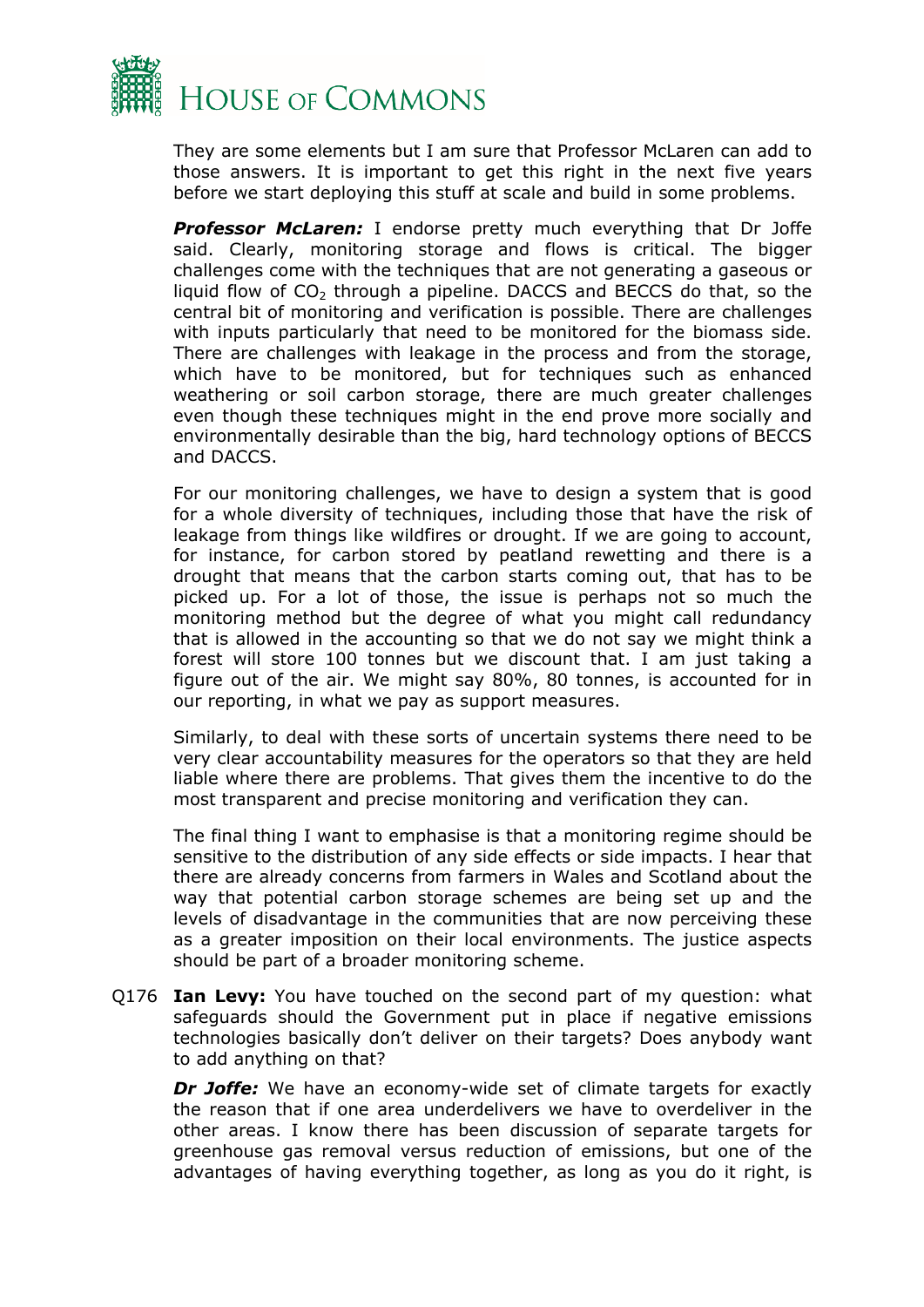They are some elements but I am sure that Professor McLaren can add to those answers. It is important to get this right in the next five years before we start deploying this stuff at scale and build in some problems.

***Professor McLaren:*** I endorse pretty much everything that Dr Joffe said. Clearly, monitoring storage and flows is critical. The bigger challenges come with the techniques that are not generating a gaseous or liquid flow of $CO_2$ through a pipeline. DACCS and BECCS do that, so the central bit of monitoring and verification is possible. There are challenges with inputs particularly that need to be monitored for the biomass side. There are challenges with leakage in the process and from the storage, which have to be monitored, but for techniques such as enhanced weathering or soil carbon storage, there are much greater challenges even though these techniques might in the end prove more socially and environmentally desirable than the big, hard technology options of BECCS and DACCS.

For our monitoring challenges, we have to design a system that is good for a whole diversity of techniques, including those that have the risk of leakage from things like wildfires or drought. If we are going to account, for instance, for carbon stored by peatland rewetting and there is a drought that means that the carbon starts coming out, that has to be picked up. For a lot of those, the issue is perhaps not so much the monitoring method but the degree of what you might call redundancy that is allowed in the accounting so that we do not say we might think a forest will store 100 tonnes but we discount that. I am just taking a figure out of the air. We might say 80%, 80 tonnes, is accounted for in our reporting, in what we pay as support measures.

Similarly, to deal with these sorts of uncertain systems there need to be very clear accountability measures for the operators so that they are held liable where there are problems. That gives them the incentive to do the most transparent and precise monitoring and verification they can.

The final thing I want to emphasise is that a monitoring regime should be sensitive to the distribution of any side effects or side impacts. I hear that there are already concerns from farmers in Wales and Scotland about the way that potential carbon storage schemes are being set up and the levels of disadvantage in the communities that are now perceiving these as a greater imposition on their local environments. The justice aspects should be part of a broader monitoring scheme.

Q176 **Ian Levy:** You have touched on the second part of my question: what safeguards should the Government put in place if negative emissions technologies basically don't deliver on their targets? Does anybody want to add anything on that?

***Dr Joffe:*** We have an economy-wide set of climate targets for exactly the reason that if one area underdelivers we have to overdeliver in the other areas. I know there has been discussion of separate targets for greenhouse gas removal versus reduction of emissions, but one of the advantages of having everything together, as long as you do it right, is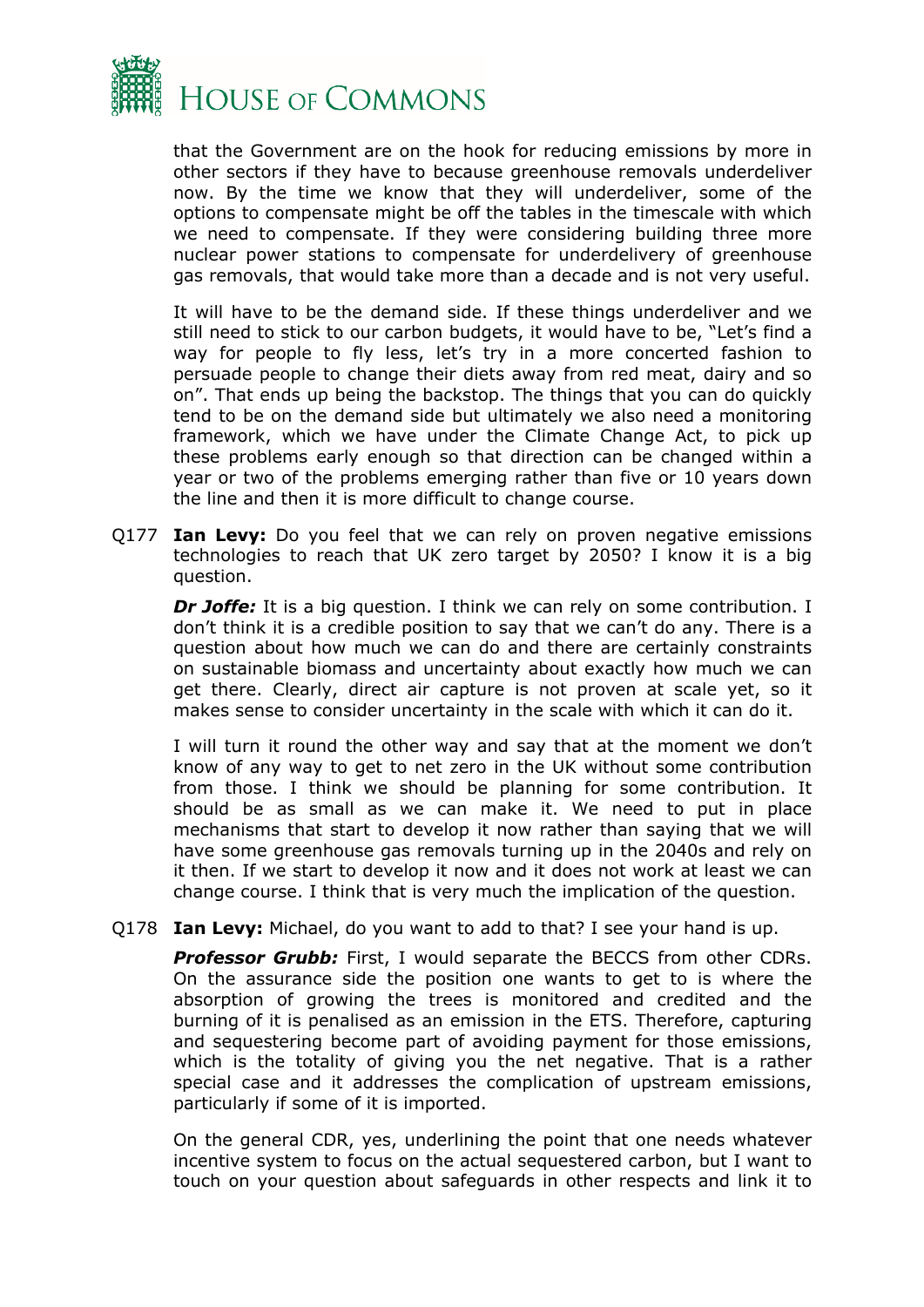that the Government are on the hook for reducing emissions by more in other sectors if they have to because greenhouse removals underdeliver now. By the time we know that they will underdeliver, some of the options to compensate might be off the tables in the timescale with which we need to compensate. If they were considering building three more nuclear power stations to compensate for underdelivery of greenhouse gas removals, that would take more than a decade and is not very useful.

It will have to be the demand side. If these things underdeliver and we still need to stick to our carbon budgets, it would have to be, "Let's find a way for people to fly less, let's try in a more concerted fashion to persuade people to change their diets away from red meat, dairy and so on". That ends up being the backstop. The things that you can do quickly tend to be on the demand side but ultimately we also need a monitoring framework, which we have under the Climate Change Act, to pick up these problems early enough so that direction can be changed within a year or two of the problems emerging rather than five or 10 years down the line and then it is more difficult to change course.

Q177 **Ian Levy:** Do you feel that we can rely on proven negative emissions technologies to reach that UK zero target by 2050? I know it is a big question.

***Dr Joffe:*** It is a big question. I think we can rely on some contribution. I don't think it is a credible position to say that we can't do any. There is a question about how much we can do and there are certainly constraints on sustainable biomass and uncertainty about exactly how much we can get there. Clearly, direct air capture is not proven at scale yet, so it makes sense to consider uncertainty in the scale with which it can do it.

I will turn it round the other way and say that at the moment we don't know of any way to get to net zero in the UK without some contribution from those. I think we should be planning for some contribution. It should be as small as we can make it. We need to put in place mechanisms that start to develop it now rather than saying that we will have some greenhouse gas removals turning up in the 2040s and rely on it then. If we start to develop it now and it does not work at least we can change course. I think that is very much the implication of the question.

Q178 **Ian Levy:** Michael, do you want to add to that? I see your hand is up.

***Professor Grubb:*** First, I would separate the BECCS from other CDRs. On the assurance side the position one wants to get to is where the absorption of growing the trees is monitored and credited and the burning of it is penalised as an emission in the ETS. Therefore, capturing and sequestering become part of avoiding payment for those emissions, which is the totality of giving you the net negative. That is a rather special case and it addresses the complication of upstream emissions, particularly if some of it is imported.

On the general CDR, yes, underlining the point that one needs whatever incentive system to focus on the actual sequestered carbon, but I want to touch on your question about safeguards in other respects and link it to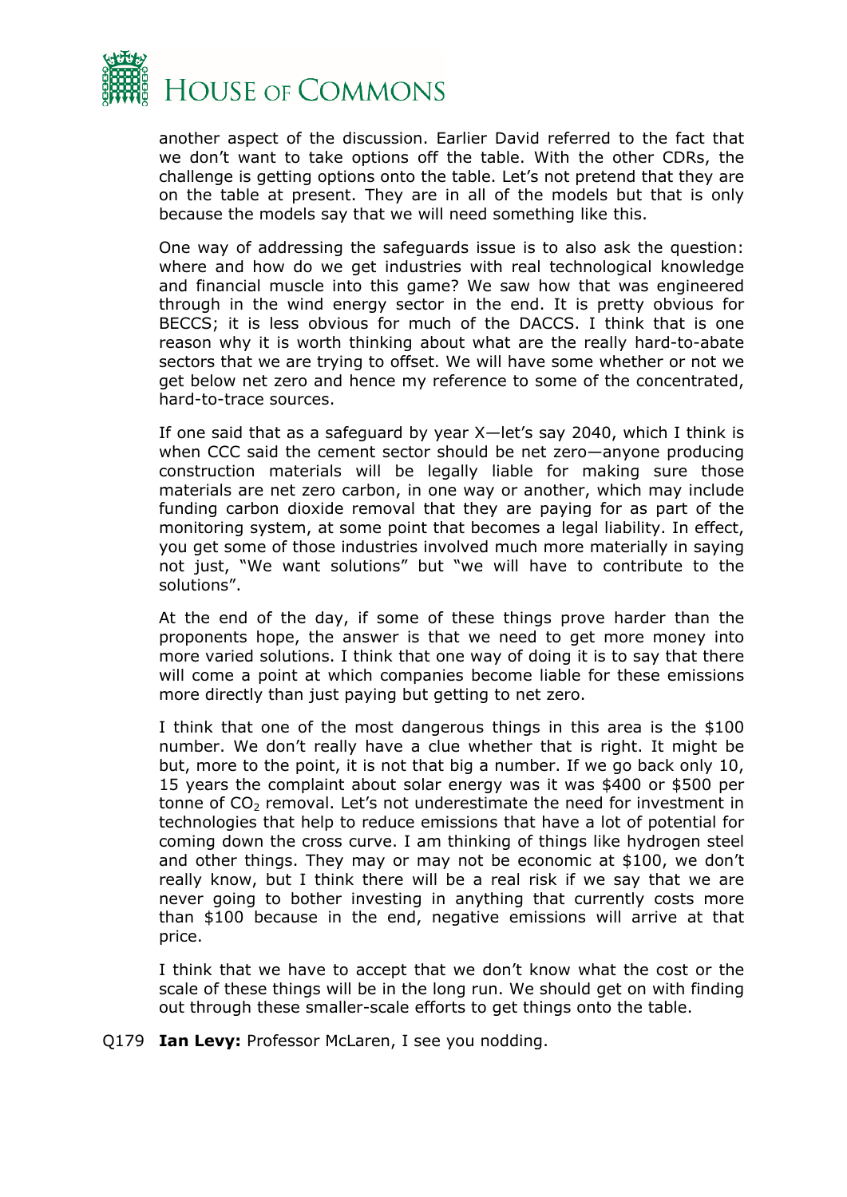another aspect of the discussion. Earlier David referred to the fact that we don't want to take options off the table. With the other CDRs, the challenge is getting options onto the table. Let's not pretend that they are on the table at present. They are in all of the models but that is only because the models say that we will need something like this.

One way of addressing the safeguards issue is to also ask the question: where and how do we get industries with real technological knowledge and financial muscle into this game? We saw how that was engineered through in the wind energy sector in the end. It is pretty obvious for BECCS; it is less obvious for much of the DACCS. I think that is one reason why it is worth thinking about what are the really hard-to-abate sectors that we are trying to offset. We will have some whether or not we get below net zero and hence my reference to some of the concentrated, hard-to-trace sources.

If one said that as a safeguard by year X—let's say 2040, which I think is when CCC said the cement sector should be net zero—anyone producing construction materials will be legally liable for making sure those materials are net zero carbon, in one way or another, which may include funding carbon dioxide removal that they are paying for as part of the monitoring system, at some point that becomes a legal liability. In effect, you get some of those industries involved much more materially in saying not just, "We want solutions" but "we will have to contribute to the solutions".

At the end of the day, if some of these things prove harder than the proponents hope, the answer is that we need to get more money into more varied solutions. I think that one way of doing it is to say that there will come a point at which companies become liable for these emissions more directly than just paying but getting to net zero.

I think that one of the most dangerous things in this area is the $100 number. We don't really have a clue whether that is right. It might be but, more to the point, it is not that big a number. If we go back only 10, 15 years the complaint about solar energy was it was $400 or $500 per tonne of $CO_2$ removal. Let's not underestimate the need for investment in technologies that help to reduce emissions that have a lot of potential for coming down the cross curve. I am thinking of things like hydrogen steel and other things. They may or may not be economic at $100, we don't really know, but I think there will be a real risk if we say that we are never going to bother investing in anything that currently costs more than $100 because in the end, negative emissions will arrive at that price.

I think that we have to accept that we don't know what the cost or the scale of these things will be in the long run. We should get on with finding out through these smaller-scale efforts to get things onto the table.

Q179 **Ian Levy:** Professor McLaren, I see you nodding.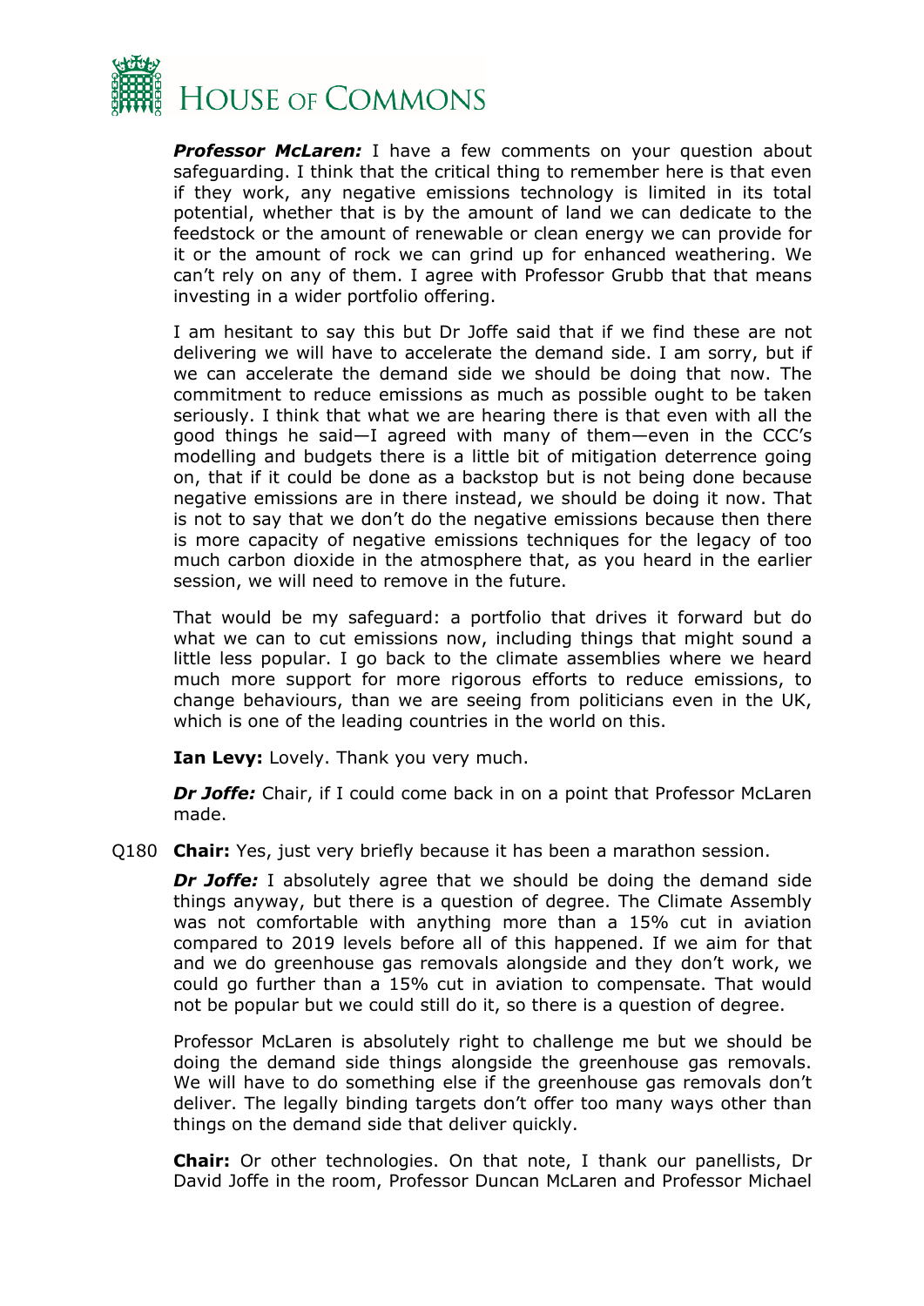***Professor McLaren:*** I have a few comments on your question about safeguarding. I think that the critical thing to remember here is that even if they work, any negative emissions technology is limited in its total potential, whether that is by the amount of land we can dedicate to the feedstock or the amount of renewable or clean energy we can provide for it or the amount of rock we can grind up for enhanced weathering. We can't rely on any of them. I agree with Professor Grubb that that means investing in a wider portfolio offering.

I am hesitant to say this but Dr Joffe said that if we find these are not delivering we will have to accelerate the demand side. I am sorry, but if we can accelerate the demand side we should be doing that now. The commitment to reduce emissions as much as possible ought to be taken seriously. I think that what we are hearing there is that even with all the good things he said—I agreed with many of them—even in the CCC's modelling and budgets there is a little bit of mitigation deterrence going on, that if it could be done as a backstop but is not being done because negative emissions are in there instead, we should be doing it now. That is not to say that we don't do the negative emissions because then there is more capacity of negative emissions techniques for the legacy of too much carbon dioxide in the atmosphere that, as you heard in the earlier session, we will need to remove in the future.

That would be my safeguard: a portfolio that drives it forward but do what we can to cut emissions now, including things that might sound a little less popular. I go back to the climate assemblies where we heard much more support for more rigorous efforts to reduce emissions, to change behaviours, than we are seeing from politicians even in the UK, which is one of the leading countries in the world on this.

**Ian Levy:** Lovely. Thank you very much.

***Dr Joffe:*** Chair, if I could come back in on a point that Professor McLaren made.

Q180 **Chair:** Yes, just very briefly because it has been a marathon session.

***Dr Joffe:*** I absolutely agree that we should be doing the demand side things anyway, but there is a question of degree. The Climate Assembly was not comfortable with anything more than a 15% cut in aviation compared to 2019 levels before all of this happened. If we aim for that and we do greenhouse gas removals alongside and they don't work, we could go further than a 15% cut in aviation to compensate. That would not be popular but we could still do it, so there is a question of degree.

Professor McLaren is absolutely right to challenge me but we should be doing the demand side things alongside the greenhouse gas removals. We will have to do something else if the greenhouse gas removals don't deliver. The legally binding targets don't offer too many ways other than things on the demand side that deliver quickly.

**Chair:** Or other technologies. On that note, I thank our panellists, Dr David Joffe in the room, Professor Duncan McLaren and Professor Michael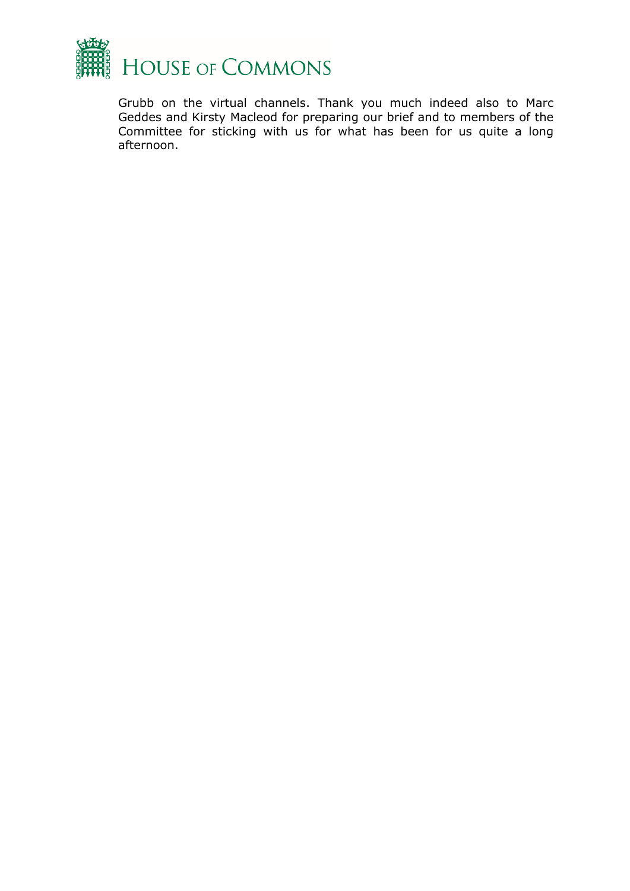Grubb on the virtual channels. Thank you much indeed also to Marc Geddes and Kirsty Macleod for preparing our brief and to members of the Committee for sticking with us for what has been for us quite a long afternoon.